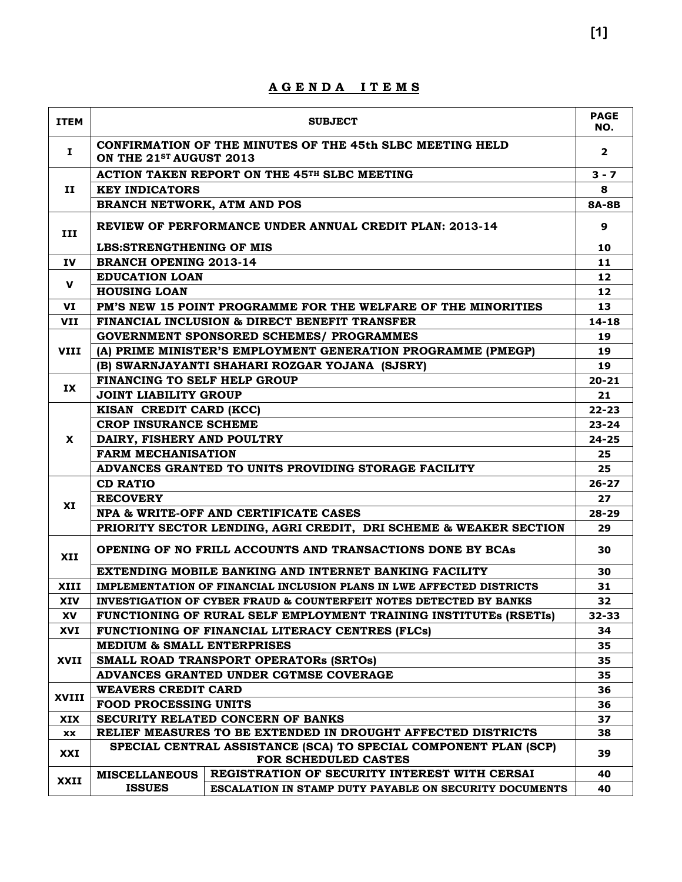# A G E N D A   I T E M S

| ITEM | SUBJECT | | PAGE NO. |
|---|---|---|---|
| I | CONFIRMATION OF THE MINUTES OF THE 45th SLBC MEETING HELD ON THE 21ST AUGUST 2013 | | 2 |
| II | ACTION TAKEN REPORT ON THE 45TH SLBC MEETING | | 3 - 7 |
| | KEY INDICATORS | | 8 |
| | BRANCH NETWORK, ATM AND POS | | 8A-8B |
| III | REVIEW OF PERFORMANCE UNDER ANNUAL CREDIT PLAN: 2013-14 | | 9 |
| | LBS:STRENGTHENING OF MIS | | 10 |
| IV | BRANCH OPENING 2013-14 | | 11 |
| V | EDUCATION LOAN | | 12 |
| | HOUSING LOAN | | 12 |
| VI | PM'S NEW 15 POINT PROGRAMME FOR THE WELFARE OF THE MINORITIES | | 13 |
| VII | FINANCIAL INCLUSION & DIRECT BENEFIT TRANSFER | | 14-18 |
| VIII | GOVERNMENT SPONSORED SCHEMES/ PROGRAMMES | | 19 |
| | (A) PRIME MINISTER'S EMPLOYMENT GENERATION PROGRAMME (PMEGP) | | 19 |
| | (B) SWARNJAYANTI SHAHARI ROZGAR YOJANA (SJSRY) | | 19 |
| IX | FINANCING TO SELF HELP GROUP | | 20-21 |
| | JOINT LIABILITY GROUP | | 21 |
| X | KISAN CREDIT CARD (KCC) | | 22-23 |
| | CROP INSURANCE SCHEME | | 23-24 |
| | DAIRY, FISHERY AND POULTRY | | 24-25 |
| | FARM MECHANISATION | | 25 |
| | ADVANCES GRANTED TO UNITS PROVIDING STORAGE FACILITY | | 25 |
| XI | CD RATIO | | 26-27 |
| | RECOVERY | | 27 |
| | NPA & WRITE-OFF AND CERTIFICATE CASES | | 28-29 |
| | PRIORITY SECTOR LENDING, AGRI CREDIT, DRI SCHEME & WEAKER SECTION | | 29 |
| XII | OPENING OF NO FRILL ACCOUNTS AND TRANSACTIONS DONE BY BCAs | | 30 |
| | EXTENDING MOBILE BANKING AND INTERNET BANKING FACILITY | | 30 |
| XIII | IMPLEMENTATION OF FINANCIAL INCLUSION PLANS IN LWE AFFECTED DISTRICTS | | 31 |
| XIV | INVESTIGATION OF CYBER FRAUD & COUNTERFEIT NOTES DETECTED BY BANKS | | 32 |
| XV | FUNCTIONING OF RURAL SELF EMPLOYMENT TRAINING INSTITUTEs (RSETIs) | | 32-33 |
| XVI | FUNCTIONING OF FINANCIAL LITERACY CENTRES (FLCs) | | 34 |
| XVII | MEDIUM & SMALL ENTERPRISES | | 35 |
| | SMALL ROAD TRANSPORT OPERATORs (SRTOs) | | 35 |
| | ADVANCES GRANTED UNDER CGTMSE COVERAGE | | 35 |
| XVIII | WEAVERS CREDIT CARD | | 36 |
| | FOOD PROCESSING UNITS | | 36 |
| XIX | SECURITY RELATED CONCERN OF BANKS | | 37 |
| XX | RELIEF MEASURES TO BE EXTENDED IN DROUGHT AFFECTED DISTRICTS | | 38 |
| XXI | SPECIAL CENTRAL ASSISTANCE (SCA) TO SPECIAL COMPONENT PLAN (SCP) FOR SCHEDULED CASTES | | 39 |
| XXII | MISCELLANEOUS ISSUES | REGISTRATION OF SECURITY INTEREST WITH CERSAI | 40 |
| | | ESCALATION IN STAMP DUTY PAYABLE ON SECURITY DOCUMENTS | 40 |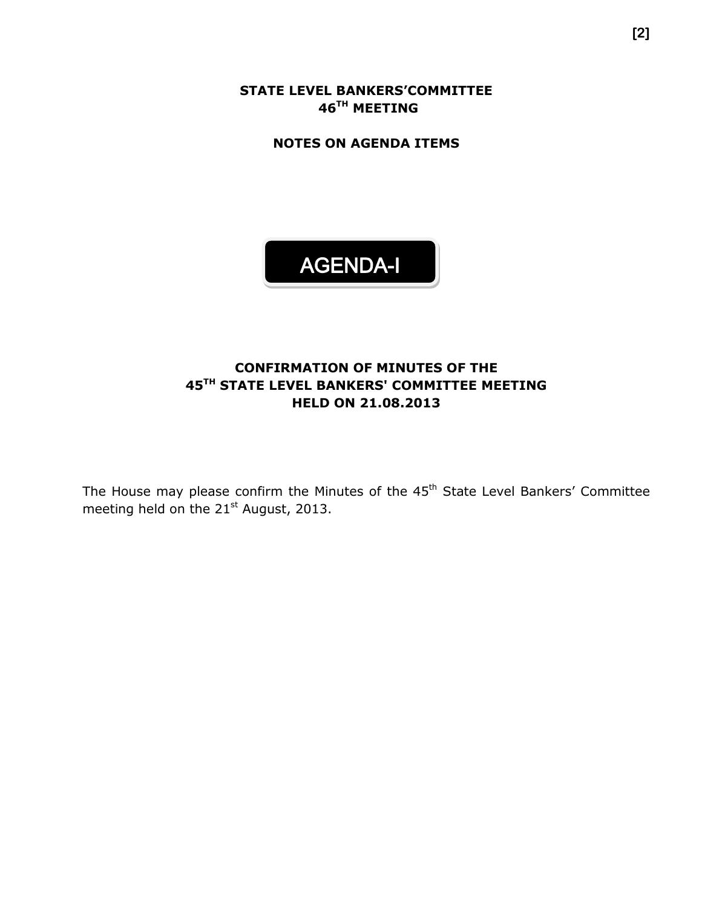# STATE LEVEL BANKERS'COMMITTEE 46TH MEETING

## NOTES ON AGENDA ITEMS

## AGENDA-I

### CONFIRMATION OF MINUTES OF THE 45TH STATE LEVEL BANKERS' COMMITTEE MEETING HELD ON 21.08.2013

The House may please confirm the Minutes of the 45th State Level Bankers' Committee meeting held on the 21st August, 2013.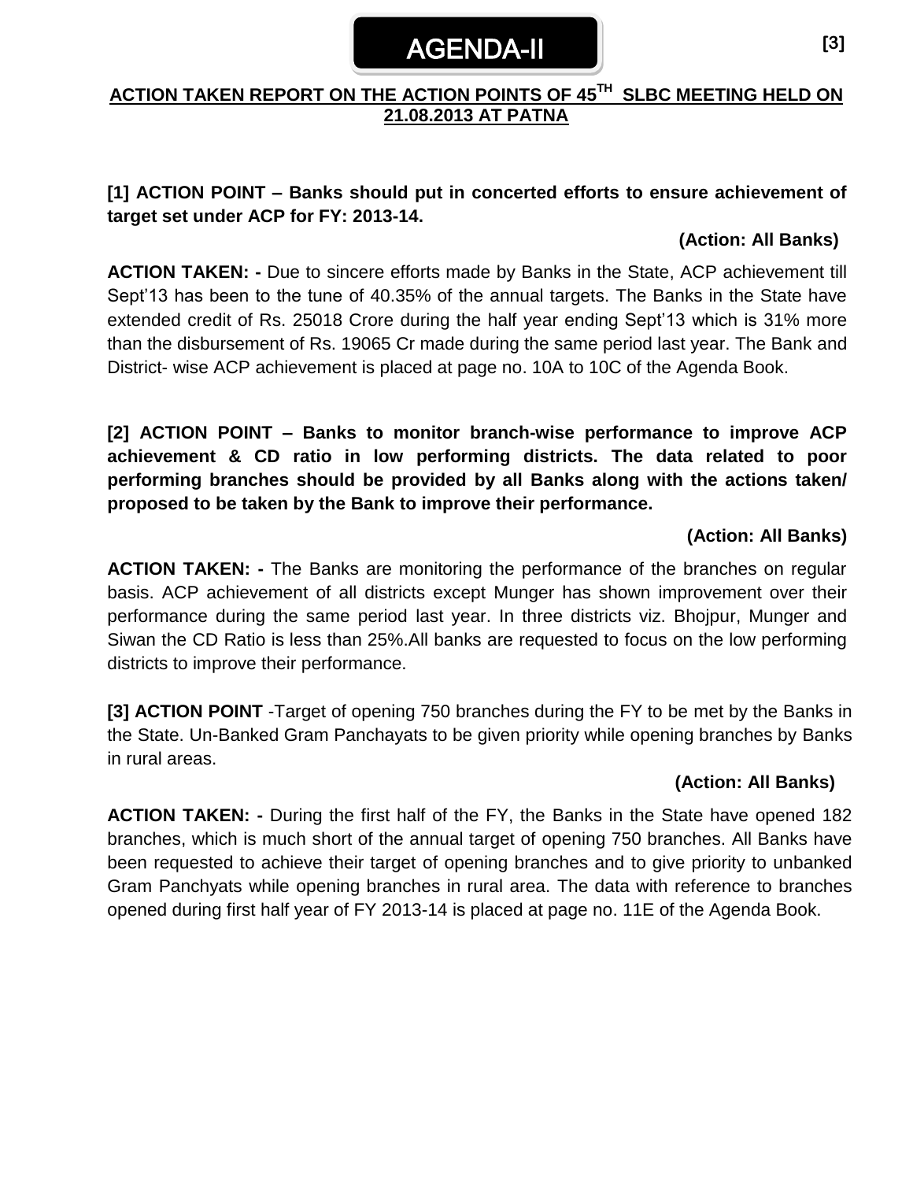# AGENDA-II

## ACTION TAKEN REPORT ON THE ACTION POINTS OF 45TH SLBC MEETING HELD ON 21.08.2013 AT PATNA

**[1] ACTION POINT – Banks should put in concerted efforts to ensure achievement of target set under ACP for FY: 2013-14.**

**(Action: All Banks)**

**ACTION TAKEN: -** Due to sincere efforts made by Banks in the State, ACP achievement till Sept'13 has been to the tune of 40.35% of the annual targets. The Banks in the State have extended credit of Rs. 25018 Crore during the half year ending Sept'13 which is 31% more than the disbursement of Rs. 19065 Cr made during the same period last year. The Bank and District- wise ACP achievement is placed at page no. 10A to 10C of the Agenda Book.

**[2] ACTION POINT – Banks to monitor branch-wise performance to improve ACP achievement & CD ratio in low performing districts. The data related to poor performing branches should be provided by all Banks along with the actions taken/ proposed to be taken by the Bank to improve their performance.**

**(Action: All Banks)**

**ACTION TAKEN: -** The Banks are monitoring the performance of the branches on regular basis. ACP achievement of all districts except Munger has shown improvement over their performance during the same period last year. In three districts viz. Bhojpur, Munger and Siwan the CD Ratio is less than 25%.All banks are requested to focus on the low performing districts to improve their performance.

**[3] ACTION POINT** -Target of opening 750 branches during the FY to be met by the Banks in the State. Un-Banked Gram Panchayats to be given priority while opening branches by Banks in rural areas.

**(Action: All Banks)**

**ACTION TAKEN: -** During the first half of the FY, the Banks in the State have opened 182 branches, which is much short of the annual target of opening 750 branches. All Banks have been requested to achieve their target of opening branches and to give priority to unbanked Gram Panchyats while opening branches in rural area. The data with reference to branches opened during first half year of FY 2013-14 is placed at page no. 11E of the Agenda Book.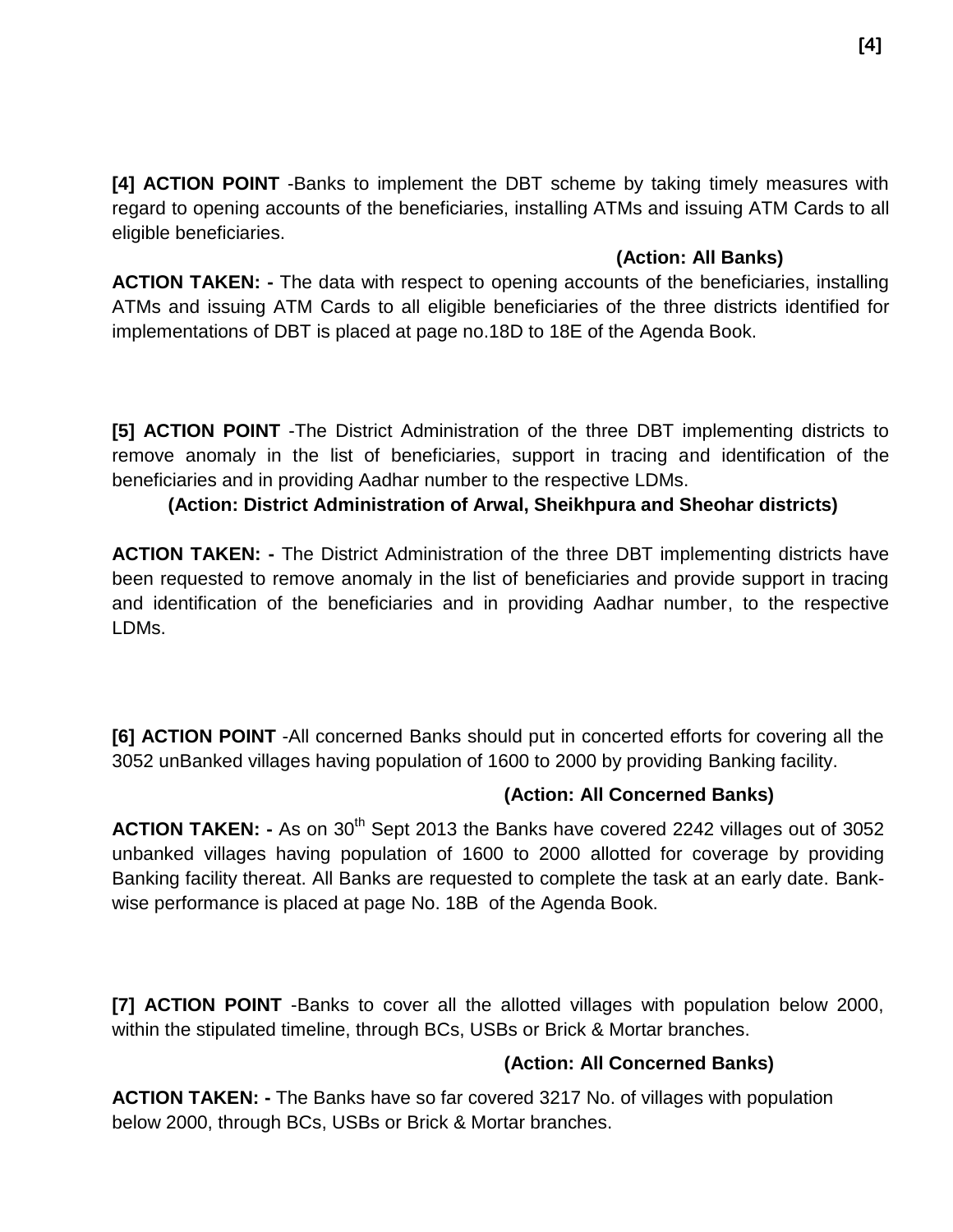**[4] ACTION POINT** -Banks to implement the DBT scheme by taking timely measures with regard to opening accounts of the beneficiaries, installing ATMs and issuing ATM Cards to all eligible beneficiaries.

**(Action: All Banks)**

**ACTION TAKEN: -** The data with respect to opening accounts of the beneficiaries, installing ATMs and issuing ATM Cards to all eligible beneficiaries of the three districts identified for implementations of DBT is placed at page no.18D to 18E of the Agenda Book.

**[5] ACTION POINT** -The District Administration of the three DBT implementing districts to remove anomaly in the list of beneficiaries, support in tracing and identification of the beneficiaries and in providing Aadhar number to the respective LDMs.

**(Action: District Administration of Arwal, Sheikhpura and Sheohar districts)**

**ACTION TAKEN: -** The District Administration of the three DBT implementing districts have been requested to remove anomaly in the list of beneficiaries and provide support in tracing and identification of the beneficiaries and in providing Aadhar number, to the respective LDMs.

**[6] ACTION POINT** -All concerned Banks should put in concerted efforts for covering all the 3052 unBanked villages having population of 1600 to 2000 by providing Banking facility.

**(Action: All Concerned Banks)**

**ACTION TAKEN: -** As on 30th Sept 2013 the Banks have covered 2242 villages out of 3052 unbanked villages having population of 1600 to 2000 allotted for coverage by providing Banking facility thereat. All Banks are requested to complete the task at an early date. Bank-wise performance is placed at page No. 18B of the Agenda Book.

**[7] ACTION POINT** -Banks to cover all the allotted villages with population below 2000, within the stipulated timeline, through BCs, USBs or Brick & Mortar branches.

**(Action: All Concerned Banks)**

**ACTION TAKEN: -** The Banks have so far covered 3217 No. of villages with population below 2000, through BCs, USBs or Brick & Mortar branches.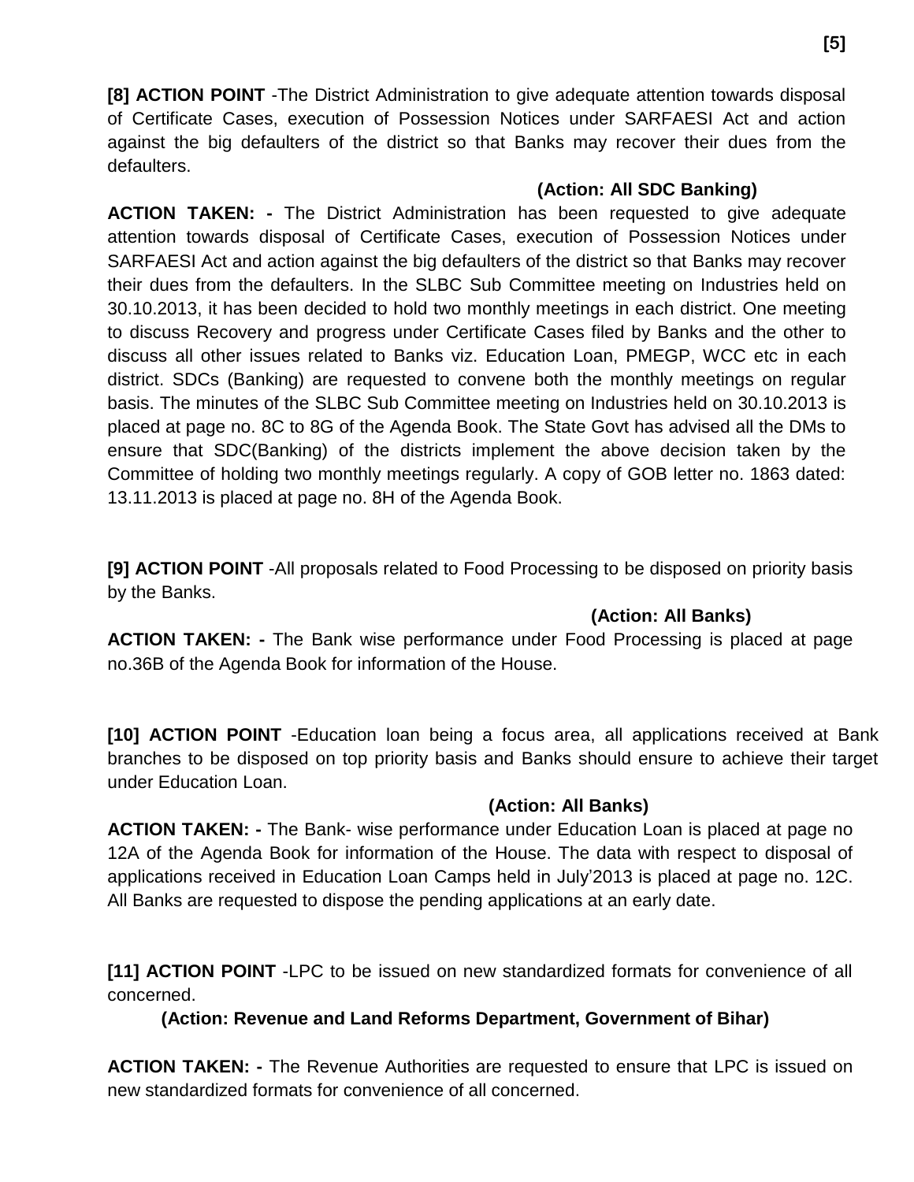**[8] ACTION POINT** -The District Administration to give adequate attention towards disposal of Certificate Cases, execution of Possession Notices under SARFAESI Act and action against the big defaulters of the district so that Banks may recover their dues from the defaulters.

**(Action: All SDC Banking)**

**ACTION TAKEN: -** The District Administration has been requested to give adequate attention towards disposal of Certificate Cases, execution of Possession Notices under SARFAESI Act and action against the big defaulters of the district so that Banks may recover their dues from the defaulters. In the SLBC Sub Committee meeting on Industries held on 30.10.2013, it has been decided to hold two monthly meetings in each district. One meeting to discuss Recovery and progress under Certificate Cases filed by Banks and the other to discuss all other issues related to Banks viz. Education Loan, PMEGP, WCC etc in each district. SDCs (Banking) are requested to convene both the monthly meetings on regular basis. The minutes of the SLBC Sub Committee meeting on Industries held on 30.10.2013 is placed at page no. 8C to 8G of the Agenda Book. The State Govt has advised all the DMs to ensure that SDC(Banking) of the districts implement the above decision taken by the Committee of holding two monthly meetings regularly. A copy of GOB letter no. 1863 dated: 13.11.2013 is placed at page no. 8H of the Agenda Book.

**[9] ACTION POINT** -All proposals related to Food Processing to be disposed on priority basis by the Banks.

**(Action: All Banks)**

**ACTION TAKEN: -** The Bank wise performance under Food Processing is placed at page no.36B of the Agenda Book for information of the House.

**[10] ACTION POINT** -Education loan being a focus area, all applications received at Bank branches to be disposed on top priority basis and Banks should ensure to achieve their target under Education Loan.

**(Action: All Banks)**

**ACTION TAKEN: -** The Bank- wise performance under Education Loan is placed at page no 12A of the Agenda Book for information of the House. The data with respect to disposal of applications received in Education Loan Camps held in July'2013 is placed at page no. 12C. All Banks are requested to dispose the pending applications at an early date.

**[11] ACTION POINT** -LPC to be issued on new standardized formats for convenience of all concerned.

**(Action: Revenue and Land Reforms Department, Government of Bihar)**

**ACTION TAKEN: -** The Revenue Authorities are requested to ensure that LPC is issued on new standardized formats for convenience of all concerned.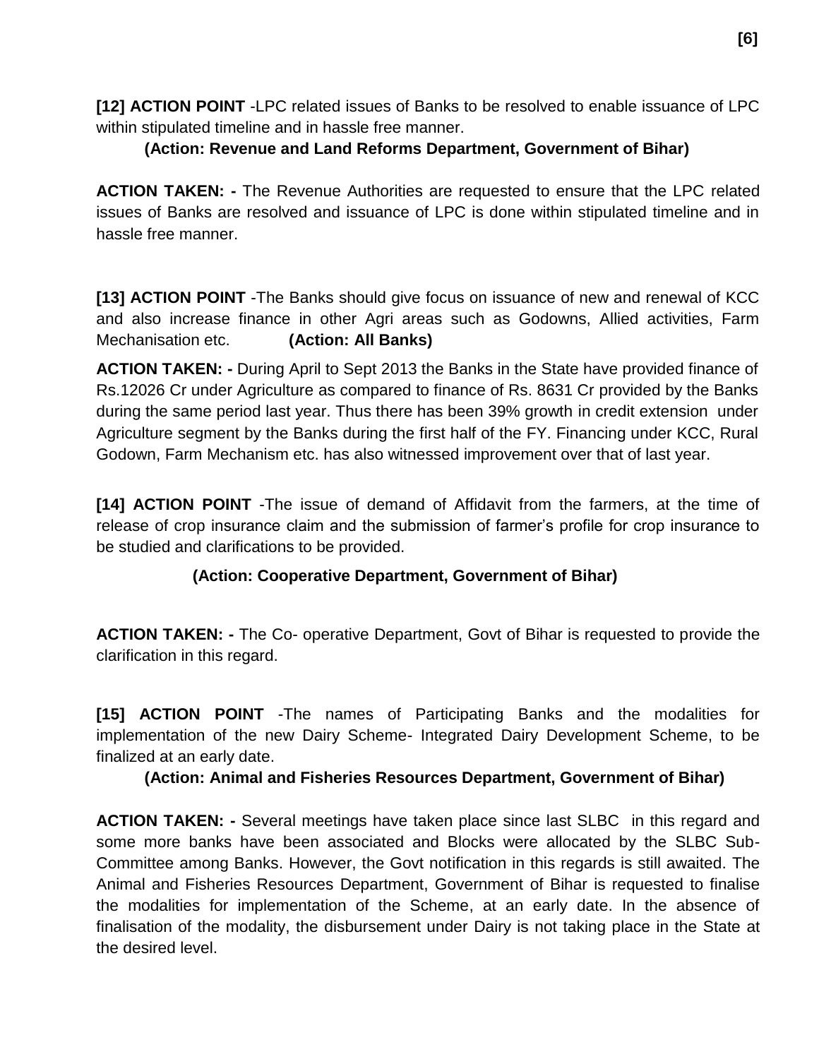**[12] ACTION POINT** -LPC related issues of Banks to be resolved to enable issuance of LPC within stipulated timeline and in hassle free manner.

**(Action: Revenue and Land Reforms Department, Government of Bihar)**

**ACTION TAKEN: -** The Revenue Authorities are requested to ensure that the LPC related issues of Banks are resolved and issuance of LPC is done within stipulated timeline and in hassle free manner.

**[13] ACTION POINT** -The Banks should give focus on issuance of new and renewal of KCC and also increase finance in other Agri areas such as Godowns, Allied activities, Farm Mechanisation etc. **(Action: All Banks)**

**ACTION TAKEN: -** During April to Sept 2013 the Banks in the State have provided finance of Rs.12026 Cr under Agriculture as compared to finance of Rs. 8631 Cr provided by the Banks during the same period last year. Thus there has been 39% growth in credit extension under Agriculture segment by the Banks during the first half of the FY. Financing under KCC, Rural Godown, Farm Mechanism etc. has also witnessed improvement over that of last year.

**[14] ACTION POINT** -The issue of demand of Affidavit from the farmers, at the time of release of crop insurance claim and the submission of farmer's profile for crop insurance to be studied and clarifications to be provided.

**(Action: Cooperative Department, Government of Bihar)**

**ACTION TAKEN: -** The Co- operative Department, Govt of Bihar is requested to provide the clarification in this regard.

**[15] ACTION POINT** -The names of Participating Banks and the modalities for implementation of the new Dairy Scheme- Integrated Dairy Development Scheme, to be finalized at an early date.

**(Action: Animal and Fisheries Resources Department, Government of Bihar)**

**ACTION TAKEN: -** Several meetings have taken place since last SLBC in this regard and some more banks have been associated and Blocks were allocated by the SLBC Sub-Committee among Banks. However, the Govt notification in this regards is still awaited. The Animal and Fisheries Resources Department, Government of Bihar is requested to finalise the modalities for implementation of the Scheme, at an early date. In the absence of finalisation of the modality, the disbursement under Dairy is not taking place in the State at the desired level.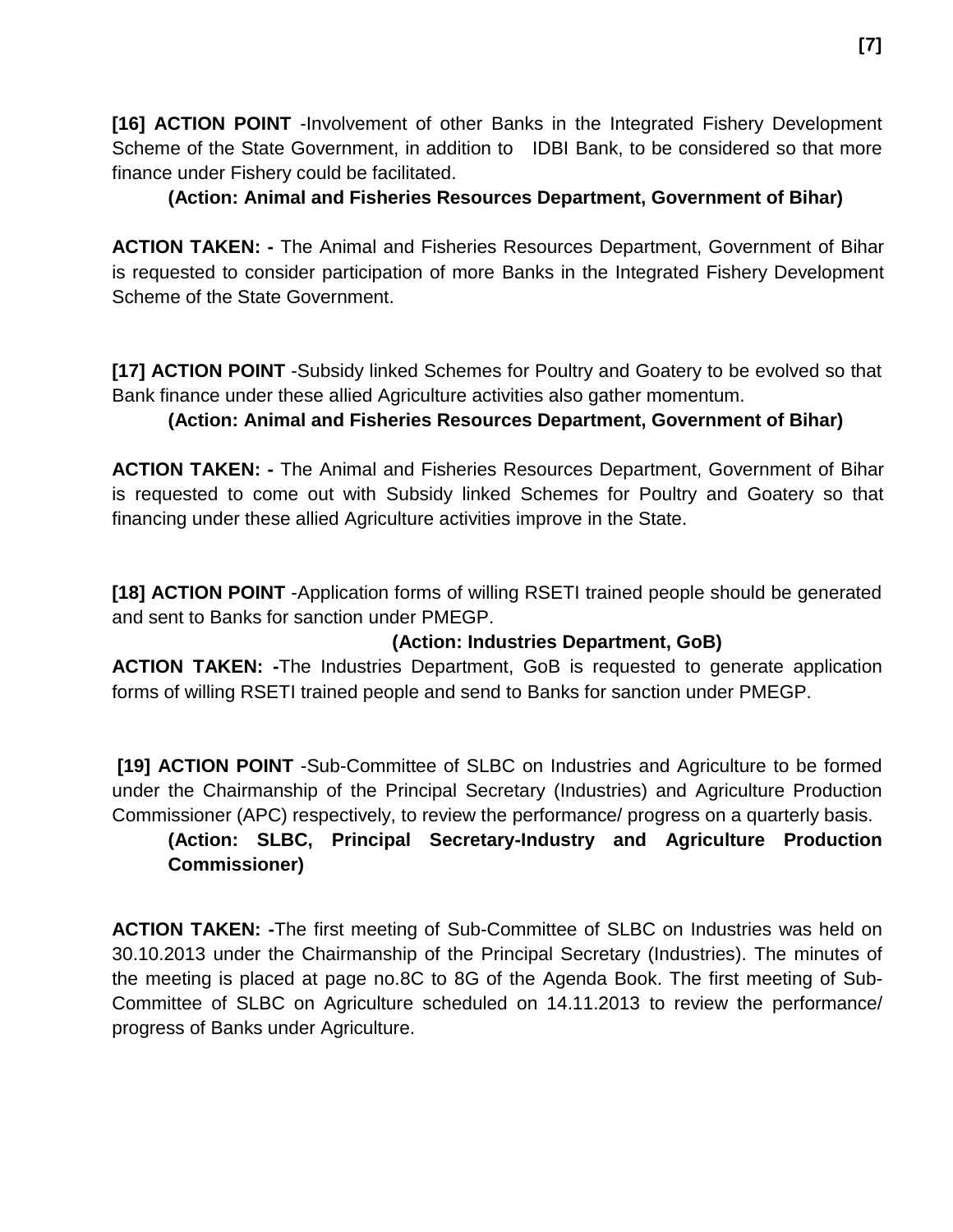**[16] ACTION POINT** -Involvement of other Banks in the Integrated Fishery Development Scheme of the State Government, in addition to IDBI Bank, to be considered so that more finance under Fishery could be facilitated.

**(Action: Animal and Fisheries Resources Department, Government of Bihar)**

**ACTION TAKEN: -** The Animal and Fisheries Resources Department, Government of Bihar is requested to consider participation of more Banks in the Integrated Fishery Development Scheme of the State Government.

**[17] ACTION POINT** -Subsidy linked Schemes for Poultry and Goatery to be evolved so that Bank finance under these allied Agriculture activities also gather momentum.

**(Action: Animal and Fisheries Resources Department, Government of Bihar)**

**ACTION TAKEN: -** The Animal and Fisheries Resources Department, Government of Bihar is requested to come out with Subsidy linked Schemes for Poultry and Goatery so that financing under these allied Agriculture activities improve in the State.

**[18] ACTION POINT** -Application forms of willing RSETI trained people should be generated and sent to Banks for sanction under PMEGP.

**(Action: Industries Department, GoB)**

**ACTION TAKEN: -**The Industries Department, GoB is requested to generate application forms of willing RSETI trained people and send to Banks for sanction under PMEGP.

**[19] ACTION POINT** -Sub-Committee of SLBC on Industries and Agriculture to be formed under the Chairmanship of the Principal Secretary (Industries) and Agriculture Production Commissioner (APC) respectively, to review the performance/ progress on a quarterly basis.

**(Action: SLBC, Principal Secretary-Industry and Agriculture Production Commissioner)**

**ACTION TAKEN: -**The first meeting of Sub-Committee of SLBC on Industries was held on 30.10.2013 under the Chairmanship of the Principal Secretary (Industries). The minutes of the meeting is placed at page no.8C to 8G of the Agenda Book. The first meeting of Sub-Committee of SLBC on Agriculture scheduled on 14.11.2013 to review the performance/ progress of Banks under Agriculture.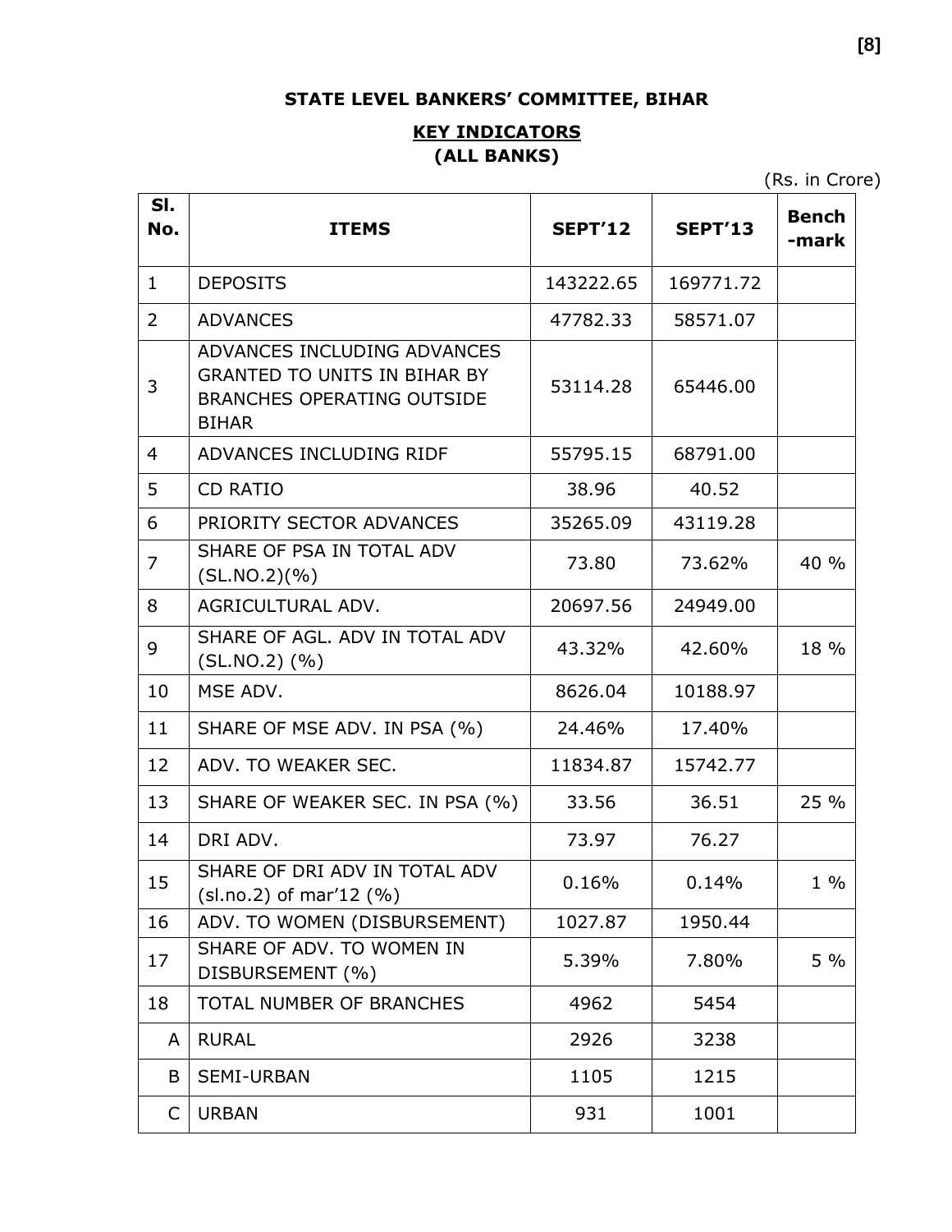## STATE LEVEL BANKERS' COMMITTEE, BIHAR

### KEY INDICATORS
### (ALL BANKS)

(Rs. in Crore)

| Sl. No. | ITEMS | SEPT'12 | SEPT'13 | Bench -mark |
|---|---|---|---|---|
| 1 | DEPOSITS | 143222.65 | 169771.72 | |
| 2 | ADVANCES | 47782.33 | 58571.07 | |
| 3 | ADVANCES INCLUDING ADVANCES GRANTED TO UNITS IN BIHAR BY BRANCHES OPERATING OUTSIDE BIHAR | 53114.28 | 65446.00 | |
| 4 | ADVANCES INCLUDING RIDF | 55795.15 | 68791.00 | |
| 5 | CD RATIO | 38.96 | 40.52 | |
| 6 | PRIORITY SECTOR ADVANCES | 35265.09 | 43119.28 | |
| 7 | SHARE OF PSA IN TOTAL ADV (SL.NO.2)(%) | 73.80 | 73.62% | 40 % |
| 8 | AGRICULTURAL ADV. | 20697.56 | 24949.00 | |
| 9 | SHARE OF AGL. ADV IN TOTAL ADV (SL.NO.2) (%) | 43.32% | 42.60% | 18 % |
| 10 | MSE ADV. | 8626.04 | 10188.97 | |
| 11 | SHARE OF MSE ADV. IN PSA (%) | 24.46% | 17.40% | |
| 12 | ADV. TO WEAKER SEC. | 11834.87 | 15742.77 | |
| 13 | SHARE OF WEAKER SEC. IN PSA (%) | 33.56 | 36.51 | 25 % |
| 14 | DRI ADV. | 73.97 | 76.27 | |
| 15 | SHARE OF DRI ADV IN TOTAL ADV (sl.no.2) of mar'12 (%) | 0.16% | 0.14% | 1 % |
| 16 | ADV. TO WOMEN (DISBURSEMENT) | 1027.87 | 1950.44 | |
| 17 | SHARE OF ADV. TO WOMEN IN DISBURSEMENT (%) | 5.39% | 7.80% | 5 % |
| 18 | TOTAL NUMBER OF BRANCHES | 4962 | 5454 | |
| A | RURAL | 2926 | 3238 | |
| B | SEMI-URBAN | 1105 | 1215 | |
| C | URBAN | 931 | 1001 | |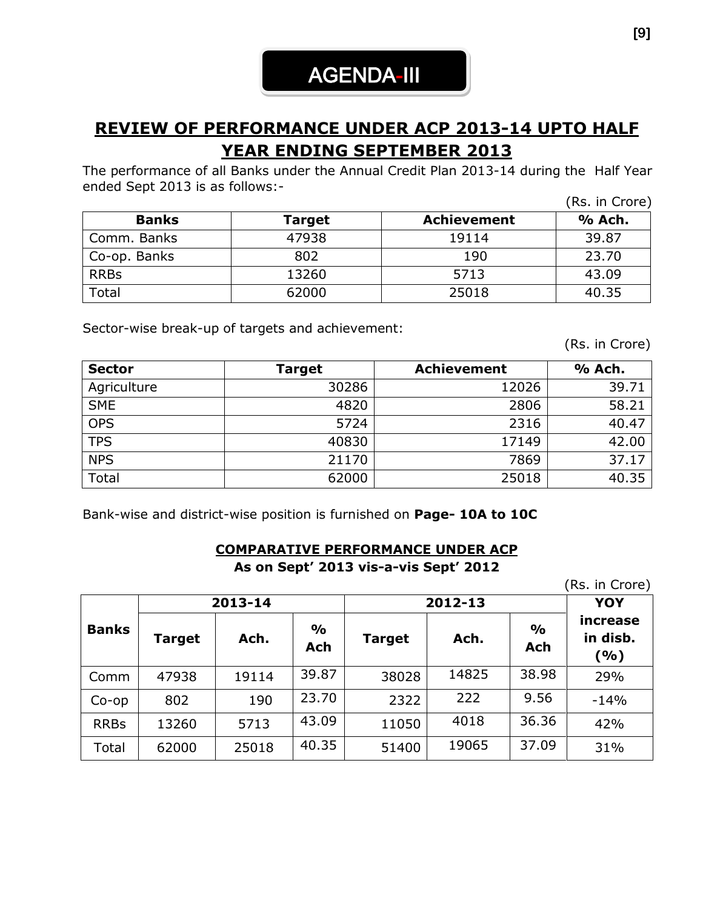# AGENDA-III

## REVIEW OF PERFORMANCE UNDER ACP 2013-14 UPTO HALF YEAR ENDING SEPTEMBER 2013

The performance of all Banks under the Annual Credit Plan 2013-14 during the Half Year ended Sept 2013 is as follows:-

(Rs. in Crore)

| Banks | Target | Achievement | % Ach. |
|---|---|---|---|
| Comm. Banks | 47938 | 19114 | 39.87 |
| Co-op. Banks | 802 | 190 | 23.70 |
| RRBs | 13260 | 5713 | 43.09 |
| Total | 62000 | 25018 | 40.35 |

Sector-wise break-up of targets and achievement:

(Rs. in Crore)

| Sector | Target | Achievement | % Ach. |
|---|---|---|---|
| Agriculture | 30286 | 12026 | 39.71 |
| SME | 4820 | 2806 | 58.21 |
| OPS | 5724 | 2316 | 40.47 |
| TPS | 40830 | 17149 | 42.00 |
| NPS | 21170 | 7869 | 37.17 |
| Total | 62000 | 25018 | 40.35 |

Bank-wise and district-wise position is furnished on **Page- 10A to 10C**

### COMPARATIVE PERFORMANCE UNDER ACP

**As on Sept' 2013 vis-a-vis Sept' 2012**

(Rs. in Crore)

| Banks | 2013-14 | | | 2012-13 | | | YOY increase in disb. (%) |
|---|---|---|---|---|---|---|---|
| | Target | Ach. | % Ach | Target | Ach. | % Ach | |
| Comm | 47938 | 19114 | 39.87 | 38028 | 14825 | 38.98 | 29% |
| Co-op | 802 | 190 | 23.70 | 2322 | 222 | 9.56 | -14% |
| RRBs | 13260 | 5713 | 43.09 | 11050 | 4018 | 36.36 | 42% |
| Total | 62000 | 25018 | 40.35 | 51400 | 19065 | 37.09 | 31% |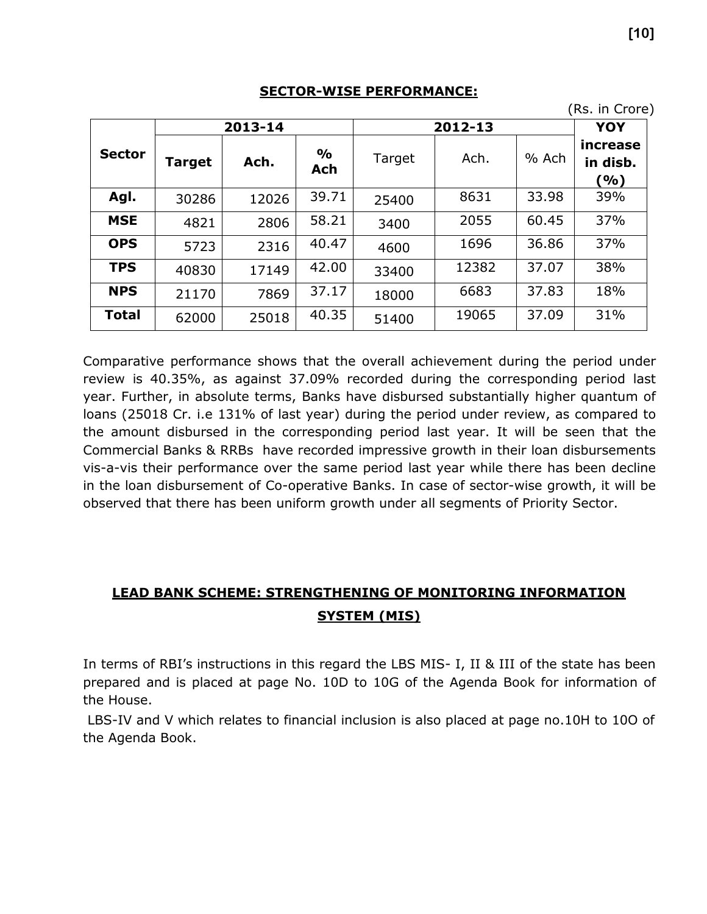## SECTOR-WISE PERFORMANCE:

(Rs. in Crore)

| Sector | 2013-14 | | | 2012-13 | | | YOY increase in disb. (%) |
|---|---|---|---|---|---|---|---|
| | Target | Ach. | % Ach | Target | Ach. | % Ach | |
| Agl. | 30286 | 12026 | 39.71 | 25400 | 8631 | 33.98 | 39% |
| MSE | 4821 | 2806 | 58.21 | 3400 | 2055 | 60.45 | 37% |
| OPS | 5723 | 2316 | 40.47 | 4600 | 1696 | 36.86 | 37% |
| TPS | 40830 | 17149 | 42.00 | 33400 | 12382 | 37.07 | 38% |
| NPS | 21170 | 7869 | 37.17 | 18000 | 6683 | 37.83 | 18% |
| Total | 62000 | 25018 | 40.35 | 51400 | 19065 | 37.09 | 31% |

Comparative performance shows that the overall achievement during the period under review is 40.35%, as against 37.09% recorded during the corresponding period last year. Further, in absolute terms, Banks have disbursed substantially higher quantum of loans (25018 Cr. i.e 131% of last year) during the period under review, as compared to the amount disbursed in the corresponding period last year. It will be seen that the Commercial Banks & RRBs have recorded impressive growth in their loan disbursements vis-a-vis their performance over the same period last year while there has been decline in the loan disbursement of Co-operative Banks. In case of sector-wise growth, it will be observed that there has been uniform growth under all segments of Priority Sector.

## LEAD BANK SCHEME: STRENGTHENING OF MONITORING INFORMATION SYSTEM (MIS)

In terms of RBI's instructions in this regard the LBS MIS- I, II & III of the state has been prepared and is placed at page No. 10D to 10G of the Agenda Book for information of the House.

LBS-IV and V which relates to financial inclusion is also placed at page no.10H to 10O of the Agenda Book.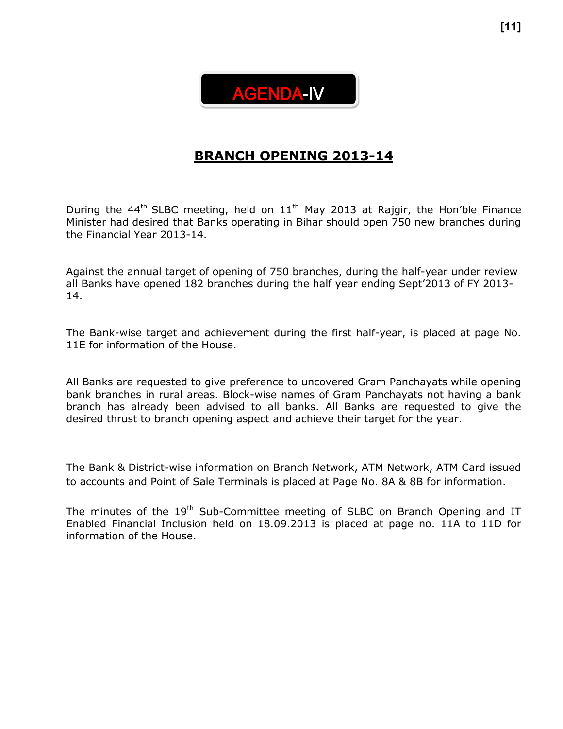# AGENDA-IV

## BRANCH OPENING 2013-14

During the 44th SLBC meeting, held on 11th May 2013 at Rajgir, the Hon'ble Finance Minister had desired that Banks operating in Bihar should open 750 new branches during the Financial Year 2013-14.

Against the annual target of opening of 750 branches, during the half-year under review all Banks have opened 182 branches during the half year ending Sept'2013 of FY 2013-14.

The Bank-wise target and achievement during the first half-year, is placed at page No. 11E for information of the House.

All Banks are requested to give preference to uncovered Gram Panchayats while opening bank branches in rural areas. Block-wise names of Gram Panchayats not having a bank branch has already been advised to all banks. All Banks are requested to give the desired thrust to branch opening aspect and achieve their target for the year.

The Bank & District-wise information on Branch Network, ATM Network, ATM Card issued to accounts and Point of Sale Terminals is placed at Page No. 8A & 8B for information.

The minutes of the 19th Sub-Committee meeting of SLBC on Branch Opening and IT Enabled Financial Inclusion held on 18.09.2013 is placed at page no. 11A to 11D for information of the House.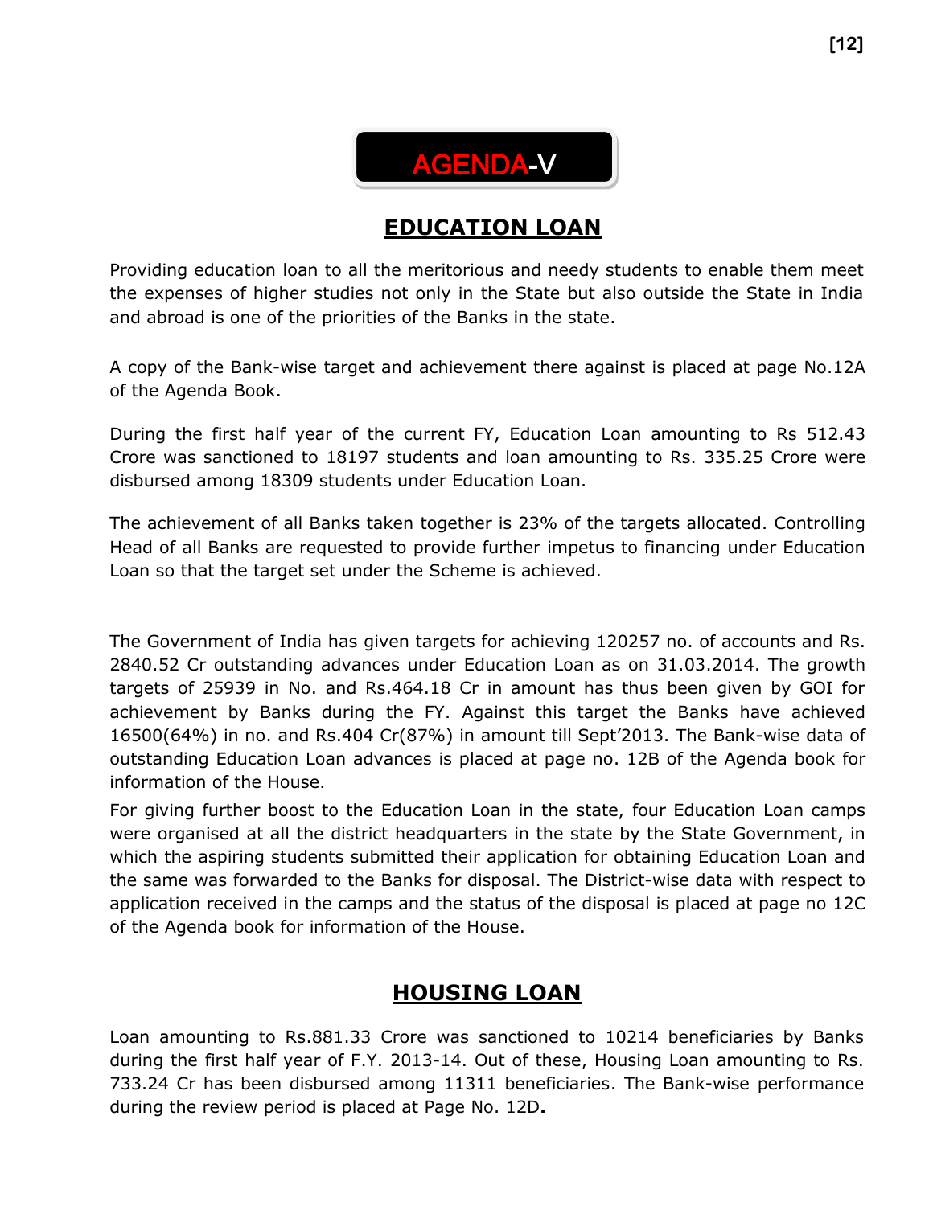# AGENDA-V

## EDUCATION LOAN

Providing education loan to all the meritorious and needy students to enable them meet the expenses of higher studies not only in the State but also outside the State in India and abroad is one of the priorities of the Banks in the state.

A copy of the Bank-wise target and achievement there against is placed at page No.12A of the Agenda Book.

During the first half year of the current FY, Education Loan amounting to Rs 512.43 Crore was sanctioned to 18197 students and loan amounting to Rs. 335.25 Crore were disbursed among 18309 students under Education Loan.

The achievement of all Banks taken together is 23% of the targets allocated. Controlling Head of all Banks are requested to provide further impetus to financing under Education Loan so that the target set under the Scheme is achieved.

The Government of India has given targets for achieving 120257 no. of accounts and Rs. 2840.52 Cr outstanding advances under Education Loan as on 31.03.2014. The growth targets of 25939 in No. and Rs.464.18 Cr in amount has thus been given by GOI for achievement by Banks during the FY. Against this target the Banks have achieved 16500(64%) in no. and Rs.404 Cr(87%) in amount till Sept'2013. The Bank-wise data of outstanding Education Loan advances is placed at page no. 12B of the Agenda book for information of the House.

For giving further boost to the Education Loan in the state, four Education Loan camps were organised at all the district headquarters in the state by the State Government, in which the aspiring students submitted their application for obtaining Education Loan and the same was forwarded to the Banks for disposal. The District-wise data with respect to application received in the camps and the status of the disposal is placed at page no 12C of the Agenda book for information of the House.

## HOUSING LOAN

Loan amounting to Rs.881.33 Crore was sanctioned to 10214 beneficiaries by Banks during the first half year of F.Y. 2013-14. Out of these, Housing Loan amounting to Rs. 733.24 Cr has been disbursed among 11311 beneficiaries. The Bank-wise performance during the review period is placed at Page No. 12D**.**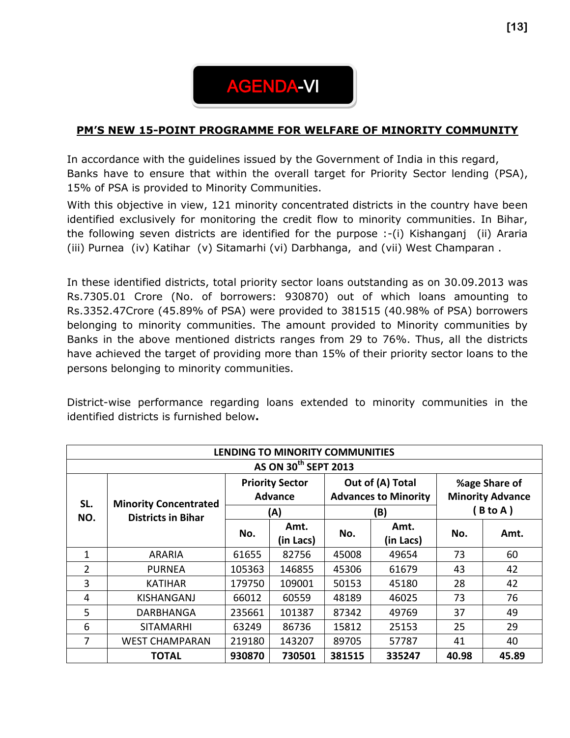# AGENDA-VI

## PM'S NEW 15-POINT PROGRAMME FOR WELFARE OF MINORITY COMMUNITY

In accordance with the guidelines issued by the Government of India in this regard, Banks have to ensure that within the overall target for Priority Sector lending (PSA), 15% of PSA is provided to Minority Communities.

With this objective in view, 121 minority concentrated districts in the country have been identified exclusively for monitoring the credit flow to minority communities. In Bihar, the following seven districts are identified for the purpose :-(i) Kishanganj (ii) Araria (iii) Purnea (iv) Katihar (v) Sitamarhi (vi) Darbhanga, and (vii) West Champaran .

In these identified districts, total priority sector loans outstanding as on 30.09.2013 was Rs.7305.01 Crore (No. of borrowers: 930870) out of which loans amounting to Rs.3352.47Crore (45.89% of PSA) were provided to 381515 (40.98% of PSA) borrowers belonging to minority communities. The amount provided to Minority communities by Banks in the above mentioned districts ranges from 29 to 76%. Thus, all the districts have achieved the target of providing more than 15% of their priority sector loans to the persons belonging to minority communities.

District-wise performance regarding loans extended to minority communities in the identified districts is furnished below**.**

| LENDING TO MINORITY COMMUNITIES AS ON 30th SEPT 2013 | | | | | | | |
|---|---|---|---|---|---|---|---|
| SL. NO. | Minority Concentrated Districts in Bihar | Priority Sector Advance (A) | | Out of (A) Total Advances to Minority (B) | | %age Share of Minority Advance ( B to A ) | |
| | | No. | Amt. (in Lacs) | No. | Amt. (in Lacs) | No. | Amt. |
| 1 | ARARIA | 61655 | 82756 | 45008 | 49654 | 73 | 60 |
| 2 | PURNEA | 105363 | 146855 | 45306 | 61679 | 43 | 42 |
| 3 | KATIHAR | 179750 | 109001 | 50153 | 45180 | 28 | 42 |
| 4 | KISHANGANJ | 66012 | 60559 | 48189 | 46025 | 73 | 76 |
| 5 | DARBHANGA | 235661 | 101387 | 87342 | 49769 | 37 | 49 |
| 6 | SITAMARHI | 63249 | 86736 | 15812 | 25153 | 25 | 29 |
| 7 | WEST CHAMPARAN | 219180 | 143207 | 89705 | 57787 | 41 | 40 |
| | **TOTAL** | **930870** | **730501** | **381515** | **335247** | **40.98** | **45.89** |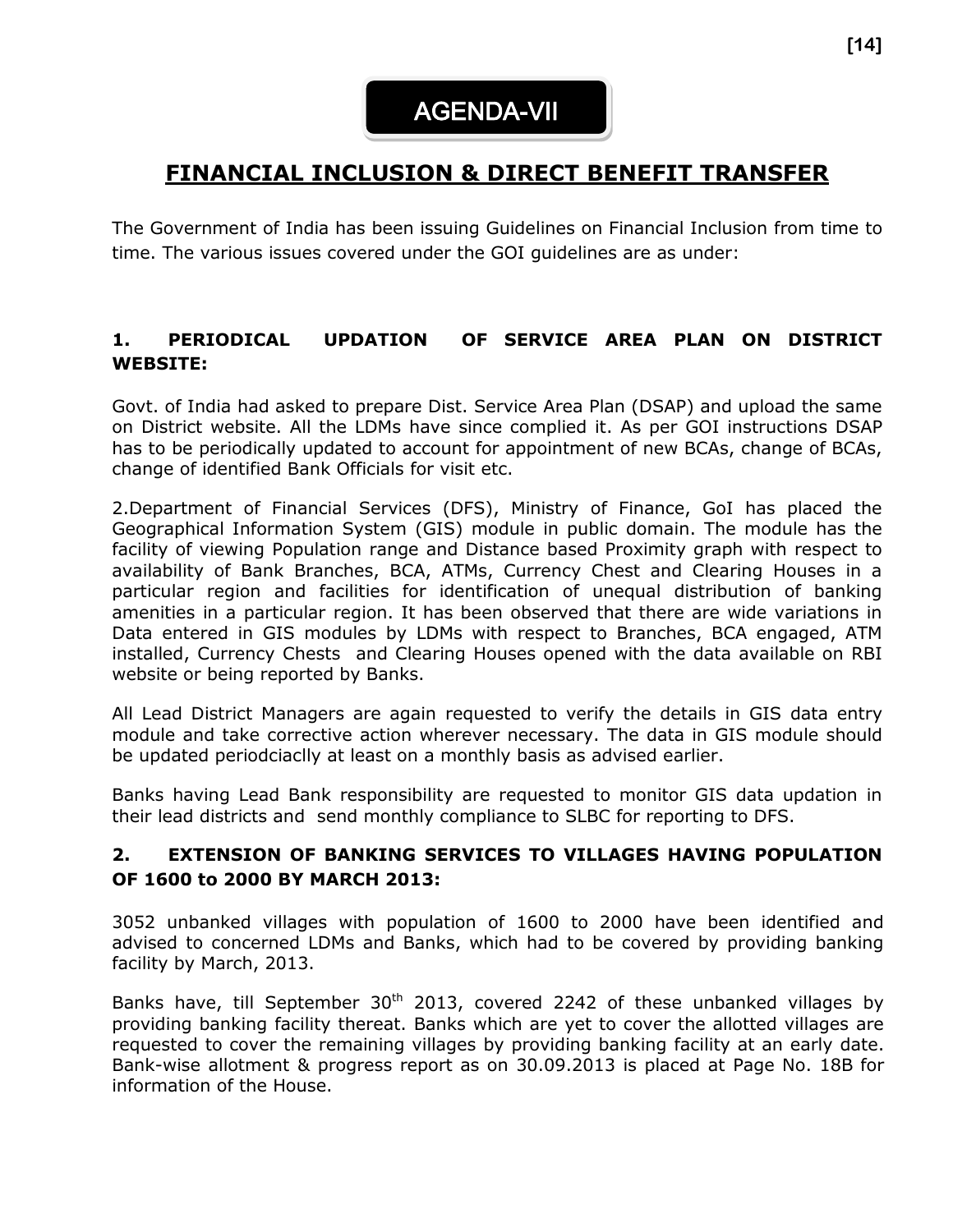# AGENDA-VII

## FINANCIAL INCLUSION & DIRECT BENEFIT TRANSFER

The Government of India has been issuing Guidelines on Financial Inclusion from time to time. The various issues covered under the GOI guidelines are as under:

### 1. PERIODICAL UPDATION OF SERVICE AREA PLAN ON DISTRICT WEBSITE:

Govt. of India had asked to prepare Dist. Service Area Plan (DSAP) and upload the same on District website. All the LDMs have since complied it. As per GOI instructions DSAP has to be periodically updated to account for appointment of new BCAs, change of BCAs, change of identified Bank Officials for visit etc.

2.Department of Financial Services (DFS), Ministry of Finance, GoI has placed the Geographical Information System (GIS) module in public domain. The module has the facility of viewing Population range and Distance based Proximity graph with respect to availability of Bank Branches, BCA, ATMs, Currency Chest and Clearing Houses in a particular region and facilities for identification of unequal distribution of banking amenities in a particular region. It has been observed that there are wide variations in Data entered in GIS modules by LDMs with respect to Branches, BCA engaged, ATM installed, Currency Chests and Clearing Houses opened with the data available on RBI website or being reported by Banks.

All Lead District Managers are again requested to verify the details in GIS data entry module and take corrective action wherever necessary. The data in GIS module should be updated periodciaclly at least on a monthly basis as advised earlier.

Banks having Lead Bank responsibility are requested to monitor GIS data updation in their lead districts and send monthly compliance to SLBC for reporting to DFS.

### 2. EXTENSION OF BANKING SERVICES TO VILLAGES HAVING POPULATION OF 1600 to 2000 BY MARCH 2013:

3052 unbanked villages with population of 1600 to 2000 have been identified and advised to concerned LDMs and Banks, which had to be covered by providing banking facility by March, 2013.

Banks have, till September 30th 2013, covered 2242 of these unbanked villages by providing banking facility thereat. Banks which are yet to cover the allotted villages are requested to cover the remaining villages by providing banking facility at an early date. Bank-wise allotment & progress report as on 30.09.2013 is placed at Page No. 18B for information of the House.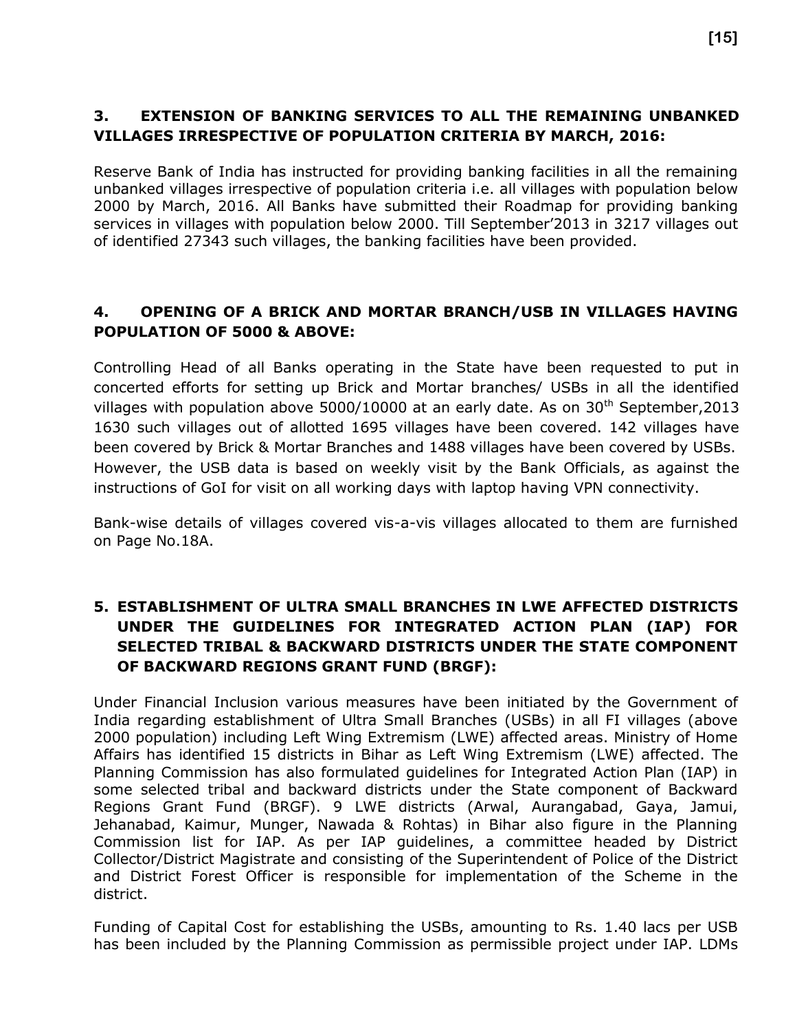## 3. EXTENSION OF BANKING SERVICES TO ALL THE REMAINING UNBANKED VILLAGES IRRESPECTIVE OF POPULATION CRITERIA BY MARCH, 2016:

Reserve Bank of India has instructed for providing banking facilities in all the remaining unbanked villages irrespective of population criteria i.e. all villages with population below 2000 by March, 2016. All Banks have submitted their Roadmap for providing banking services in villages with population below 2000. Till September'2013 in 3217 villages out of identified 27343 such villages, the banking facilities have been provided.

## 4. OPENING OF A BRICK AND MORTAR BRANCH/USB IN VILLAGES HAVING POPULATION OF 5000 & ABOVE:

Controlling Head of all Banks operating in the State have been requested to put in concerted efforts for setting up Brick and Mortar branches/ USBs in all the identified villages with population above 5000/10000 at an early date. As on 30th September,2013 1630 such villages out of allotted 1695 villages have been covered. 142 villages have been covered by Brick & Mortar Branches and 1488 villages have been covered by USBs. However, the USB data is based on weekly visit by the Bank Officials, as against the instructions of GoI for visit on all working days with laptop having VPN connectivity.

Bank-wise details of villages covered vis-a-vis villages allocated to them are furnished on Page No.18A.

## 5. ESTABLISHMENT OF ULTRA SMALL BRANCHES IN LWE AFFECTED DISTRICTS UNDER THE GUIDELINES FOR INTEGRATED ACTION PLAN (IAP) FOR SELECTED TRIBAL & BACKWARD DISTRICTS UNDER THE STATE COMPONENT OF BACKWARD REGIONS GRANT FUND (BRGF):

Under Financial Inclusion various measures have been initiated by the Government of India regarding establishment of Ultra Small Branches (USBs) in all FI villages (above 2000 population) including Left Wing Extremism (LWE) affected areas. Ministry of Home Affairs has identified 15 districts in Bihar as Left Wing Extremism (LWE) affected. The Planning Commission has also formulated guidelines for Integrated Action Plan (IAP) in some selected tribal and backward districts under the State component of Backward Regions Grant Fund (BRGF). 9 LWE districts (Arwal, Aurangabad, Gaya, Jamui, Jehanabad, Kaimur, Munger, Nawada & Rohtas) in Bihar also figure in the Planning Commission list for IAP. As per IAP guidelines, a committee headed by District Collector/District Magistrate and consisting of the Superintendent of Police of the District and District Forest Officer is responsible for implementation of the Scheme in the district.

Funding of Capital Cost for establishing the USBs, amounting to Rs. 1.40 lacs per USB has been included by the Planning Commission as permissible project under IAP. LDMs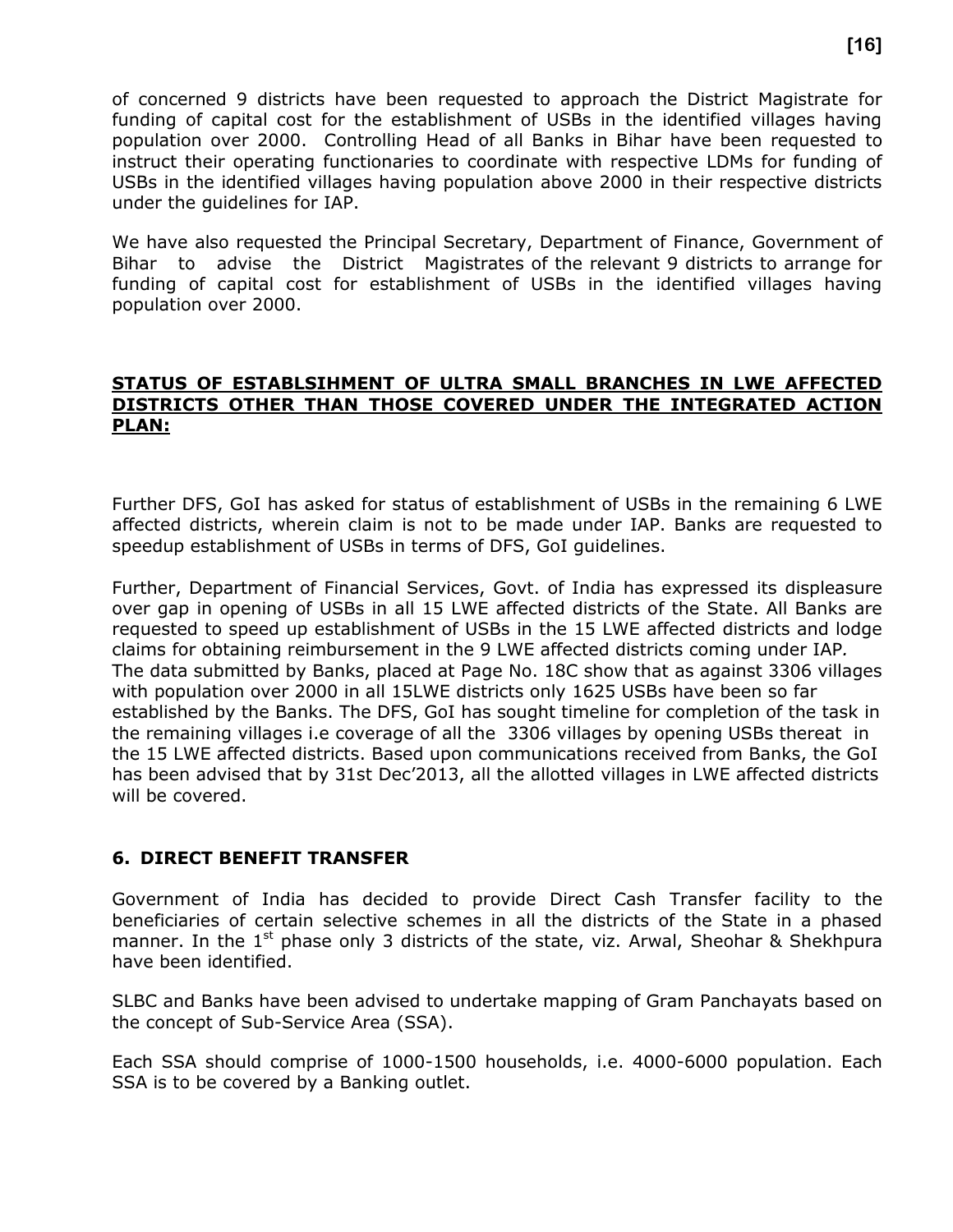of concerned 9 districts have been requested to approach the District Magistrate for funding of capital cost for the establishment of USBs in the identified villages having population over 2000. Controlling Head of all Banks in Bihar have been requested to instruct their operating functionaries to coordinate with respective LDMs for funding of USBs in the identified villages having population above 2000 in their respective districts under the guidelines for IAP.

We have also requested the Principal Secretary, Department of Finance, Government of Bihar to advise the District Magistrates of the relevant 9 districts to arrange for funding of capital cost for establishment of USBs in the identified villages having population over 2000.

**STATUS OF ESTABLSIHMENT OF ULTRA SMALL BRANCHES IN LWE AFFECTED DISTRICTS OTHER THAN THOSE COVERED UNDER THE INTEGRATED ACTION PLAN:**

Further DFS, GoI has asked for status of establishment of USBs in the remaining 6 LWE affected districts, wherein claim is not to be made under IAP. Banks are requested to speedup establishment of USBs in terms of DFS, GoI guidelines.

Further, Department of Financial Services, Govt. of India has expressed its displeasure over gap in opening of USBs in all 15 LWE affected districts of the State. All Banks are requested to speed up establishment of USBs in the 15 LWE affected districts and lodge claims for obtaining reimbursement in the 9 LWE affected districts coming under IAP. The data submitted by Banks, placed at Page No. 18C show that as against 3306 villages with population over 2000 in all 15LWE districts only 1625 USBs have been so far established by the Banks. The DFS, GoI has sought timeline for completion of the task in the remaining villages i.e coverage of all the 3306 villages by opening USBs thereat in the 15 LWE affected districts. Based upon communications received from Banks, the GoI has been advised that by 31st Dec'2013, all the allotted villages in LWE affected districts will be covered.

## 6. DIRECT BENEFIT TRANSFER

Government of India has decided to provide Direct Cash Transfer facility to the beneficiaries of certain selective schemes in all the districts of the State in a phased manner. In the 1st phase only 3 districts of the state, viz. Arwal, Sheohar & Shekhpura have been identified.

SLBC and Banks have been advised to undertake mapping of Gram Panchayats based on the concept of Sub-Service Area (SSA).

Each SSA should comprise of 1000-1500 households, i.e. 4000-6000 population. Each SSA is to be covered by a Banking outlet.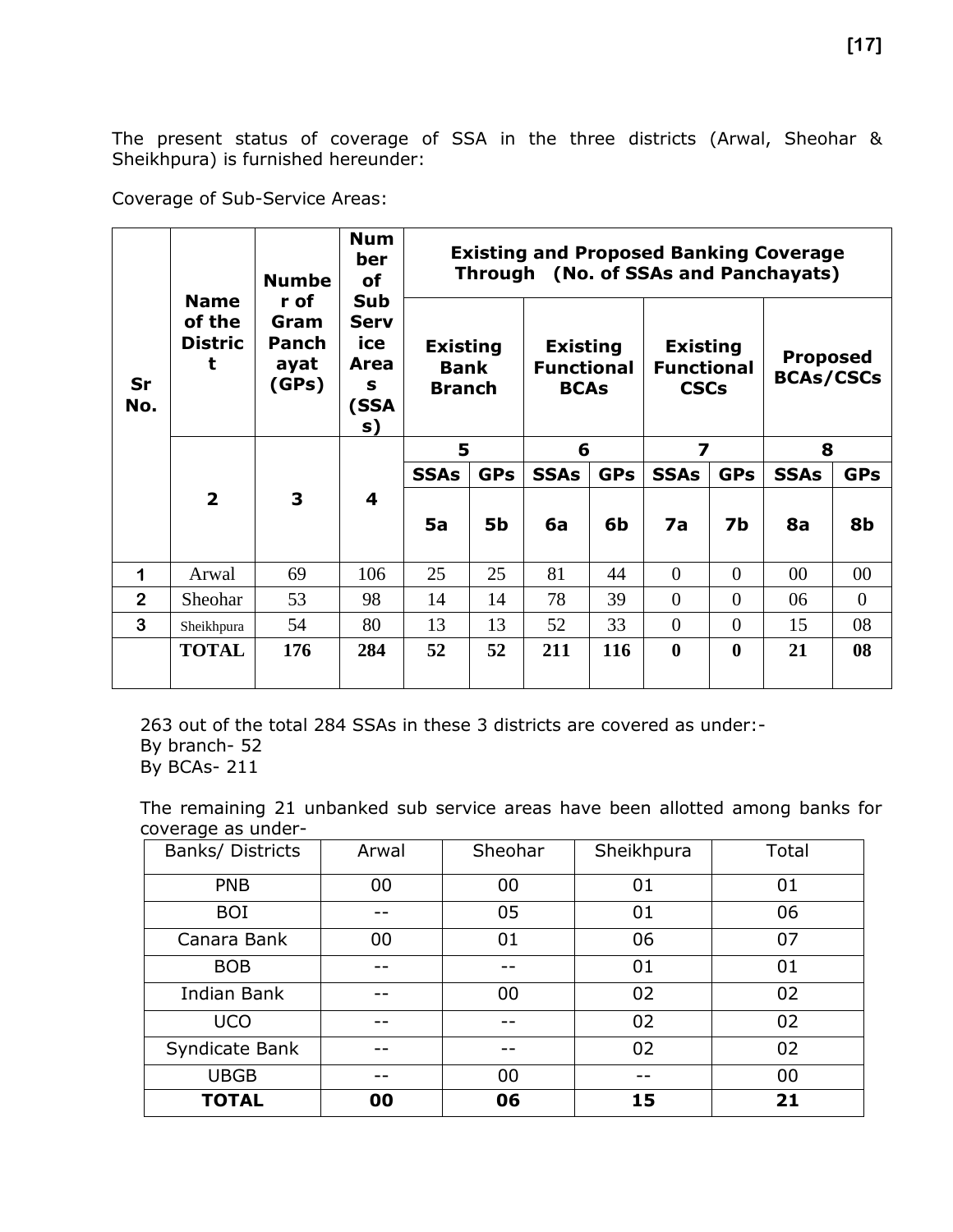The present status of coverage of SSA in the three districts (Arwal, Sheohar & Sheikhpura) is furnished hereunder:

Coverage of Sub-Service Areas:

| Sr No. | Name of the District | Number of Gram Panchayat (GPs) | Number of Sub Service Areas (SSAs) | Existing and Proposed Banking Coverage Through (No. of SSAs and Panchayats) | | | | | | | |
|---|---|---|---|---|---|---|---|---|---|---|---|
| | | | | Existing Bank Branch | | Existing Functional BCAs | | Existing Functional CSCs | | Proposed BCAs/CSCs | |
| | | | | 5 | | 6 | | 7 | | 8 | |
| | | | | SSAs | GPs | SSAs | GPs | SSAs | GPs | SSAs | GPs |
| | 2 | 3 | 4 | 5a | 5b | 6a | 6b | 7a | 7b | 8a | 8b |
| 1 | Arwal | 69 | 106 | 25 | 25 | 81 | 44 | 0 | 0 | 00 | 00 |
| 2 | Sheohar | 53 | 98 | 14 | 14 | 78 | 39 | 0 | 0 | 06 | 0 |
| 3 | Sheikhpura | 54 | 80 | 13 | 13 | 52 | 33 | 0 | 0 | 15 | 08 |
| | **TOTAL** | **176** | **284** | **52** | **52** | **211** | **116** | **0** | **0** | **21** | **08** |

263 out of the total 284 SSAs in these 3 districts are covered as under:-
By branch- 52
By BCAs- 211

The remaining 21 unbanked sub service areas have been allotted among banks for coverage as under-

| Banks/ Districts | Arwal | Sheohar | Sheikhpura | Total |
|---|---|---|---|---|
| PNB | 00 | 00 | 01 | 01 |
| BOI | -- | 05 | 01 | 06 |
| Canara Bank | 00 | 01 | 06 | 07 |
| BOB | -- | -- | 01 | 01 |
| Indian Bank | -- | 00 | 02 | 02 |
| UCO | -- | -- | 02 | 02 |
| Syndicate Bank | -- | -- | 02 | 02 |
| UBGB | -- | 00 | -- | 00 |
| **TOTAL** | **00** | **06** | **15** | **21** |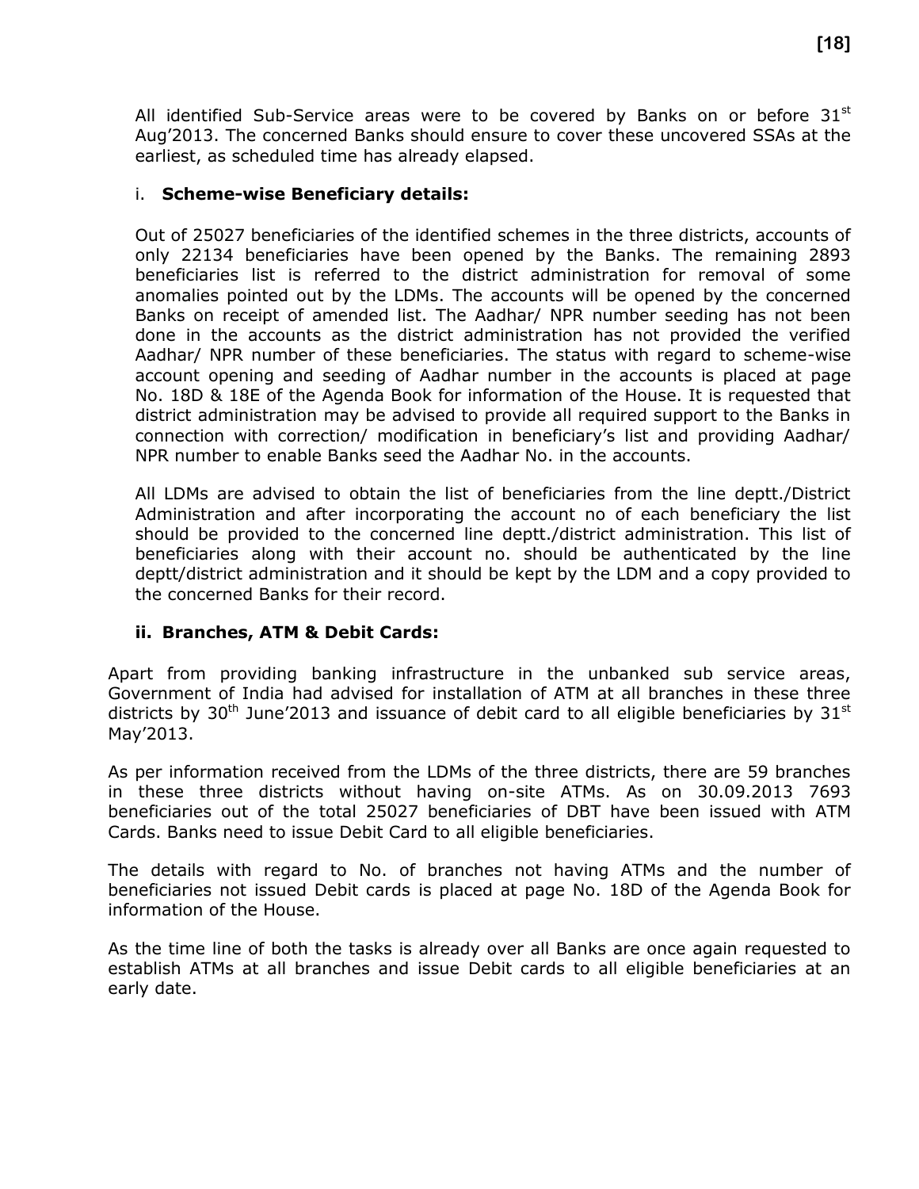All identified Sub-Service areas were to be covered by Banks on or before 31st Aug'2013. The concerned Banks should ensure to cover these uncovered SSAs at the earliest, as scheduled time has already elapsed.

i. **Scheme-wise Beneficiary details:**

Out of 25027 beneficiaries of the identified schemes in the three districts, accounts of only 22134 beneficiaries have been opened by the Banks. The remaining 2893 beneficiaries list is referred to the district administration for removal of some anomalies pointed out by the LDMs. The accounts will be opened by the concerned Banks on receipt of amended list. The Aadhar/ NPR number seeding has not been done in the accounts as the district administration has not provided the verified Aadhar/ NPR number of these beneficiaries. The status with regard to scheme-wise account opening and seeding of Aadhar number in the accounts is placed at page No. 18D & 18E of the Agenda Book for information of the House. It is requested that district administration may be advised to provide all required support to the Banks in connection with correction/ modification in beneficiary's list and providing Aadhar/ NPR number to enable Banks seed the Aadhar No. in the accounts.

All LDMs are advised to obtain the list of beneficiaries from the line deptt./District Administration and after incorporating the account no of each beneficiary the list should be provided to the concerned line deptt./district administration. This list of beneficiaries along with their account no. should be authenticated by the line deptt/district administration and it should be kept by the LDM and a copy provided to the concerned Banks for their record.

ii. **Branches, ATM & Debit Cards:**

Apart from providing banking infrastructure in the unbanked sub service areas, Government of India had advised for installation of ATM at all branches in these three districts by 30th June'2013 and issuance of debit card to all eligible beneficiaries by 31st May'2013.

As per information received from the LDMs of the three districts, there are 59 branches in these three districts without having on-site ATMs. As on 30.09.2013 7693 beneficiaries out of the total 25027 beneficiaries of DBT have been issued with ATM Cards. Banks need to issue Debit Card to all eligible beneficiaries.

The details with regard to No. of branches not having ATMs and the number of beneficiaries not issued Debit cards is placed at page No. 18D of the Agenda Book for information of the House.

As the time line of both the tasks is already over all Banks are once again requested to establish ATMs at all branches and issue Debit cards to all eligible beneficiaries at an early date.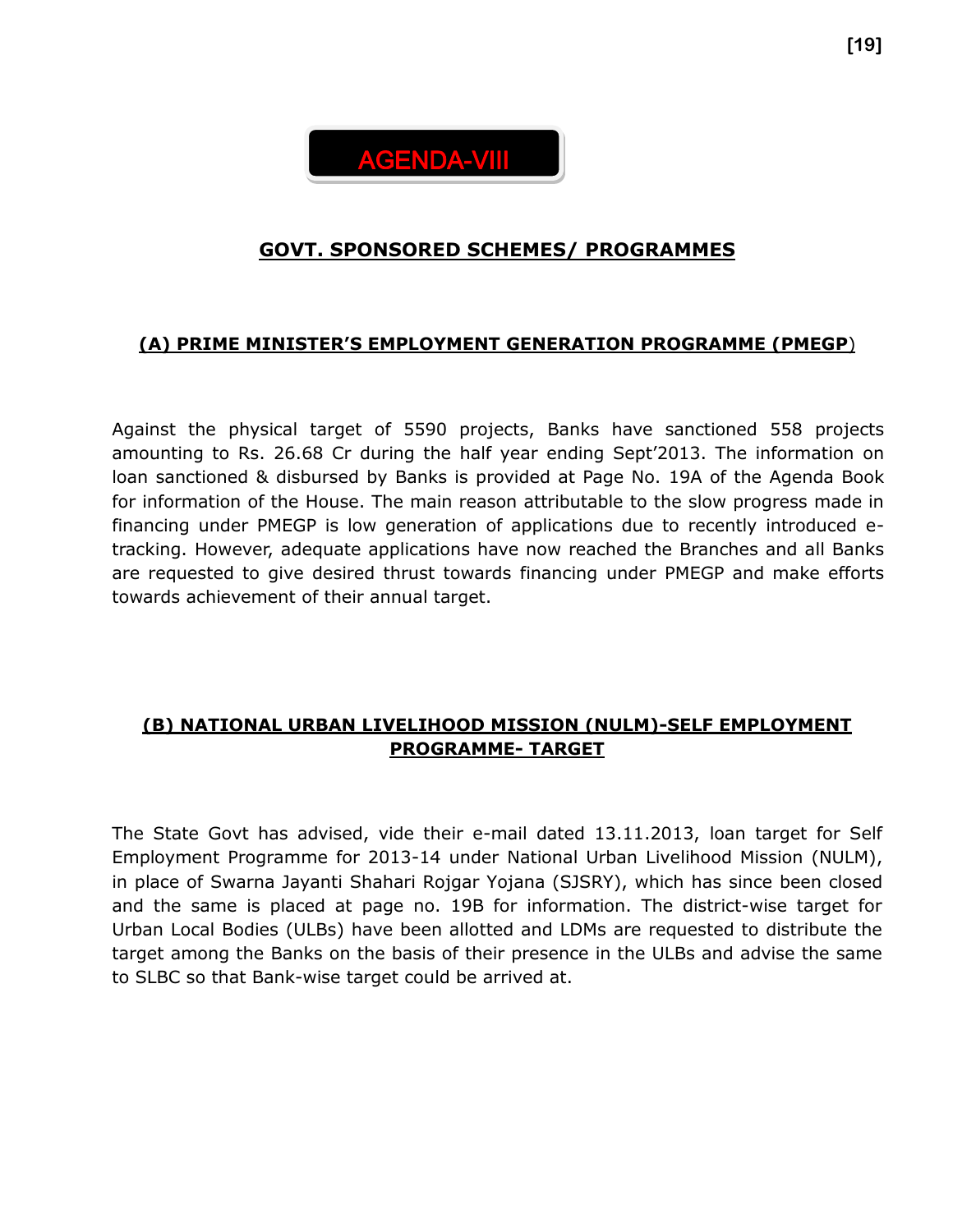# AGENDA-VIII

## GOVT. SPONSORED SCHEMES/ PROGRAMMES

### (A) PRIME MINISTER'S EMPLOYMENT GENERATION PROGRAMME (PMEGP)

Against the physical target of 5590 projects, Banks have sanctioned 558 projects amounting to Rs. 26.68 Cr during the half year ending Sept'2013. The information on loan sanctioned & disbursed by Banks is provided at Page No. 19A of the Agenda Book for information of the House. The main reason attributable to the slow progress made in financing under PMEGP is low generation of applications due to recently introduced e-tracking. However, adequate applications have now reached the Branches and all Banks are requested to give desired thrust towards financing under PMEGP and make efforts towards achievement of their annual target.

### (B) NATIONAL URBAN LIVELIHOOD MISSION (NULM)-SELF EMPLOYMENT PROGRAMME- TARGET

The State Govt has advised, vide their e-mail dated 13.11.2013, loan target for Self Employment Programme for 2013-14 under National Urban Livelihood Mission (NULM), in place of Swarna Jayanti Shahari Rojgar Yojana (SJSRY), which has since been closed and the same is placed at page no. 19B for information. The district-wise target for Urban Local Bodies (ULBs) have been allotted and LDMs are requested to distribute the target among the Banks on the basis of their presence in the ULBs and advise the same to SLBC so that Bank-wise target could be arrived at.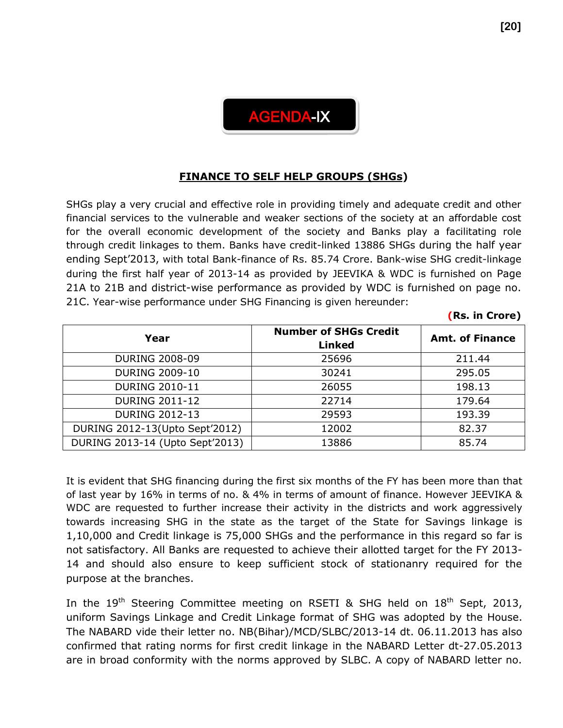# AGENDA-IX

## FINANCE TO SELF HELP GROUPS (SHGs)

SHGs play a very crucial and effective role in providing timely and adequate credit and other financial services to the vulnerable and weaker sections of the society at an affordable cost for the overall economic development of the society and Banks play a facilitating role through credit linkages to them. Banks have credit-linked 13886 SHGs during the half year ending Sept'2013, with total Bank-finance of Rs. 85.74 Crore. Bank-wise SHG credit-linkage during the first half year of 2013-14 as provided by JEEVIKA & WDC is furnished on Page 21A to 21B and district-wise performance as provided by WDC is furnished on page no. 21C. Year-wise performance under SHG Financing is given hereunder:

**(Rs. in Crore)**

| Year | Number of SHGs Credit Linked | Amt. of Finance |
|---|---|---|
| DURING 2008-09 | 25696 | 211.44 |
| DURING 2009-10 | 30241 | 295.05 |
| DURING 2010-11 | 26055 | 198.13 |
| DURING 2011-12 | 22714 | 179.64 |
| DURING 2012-13 | 29593 | 193.39 |
| DURING 2012-13(Upto Sept'2012) | 12002 | 82.37 |
| DURING 2013-14 (Upto Sept'2013) | 13886 | 85.74 |

It is evident that SHG financing during the first six months of the FY has been more than that of last year by 16% in terms of no. & 4% in terms of amount of finance. However JEEVIKA & WDC are requested to further increase their activity in the districts and work aggressively towards increasing SHG in the state as the target of the State for Savings linkage is 1,10,000 and Credit linkage is 75,000 SHGs and the performance in this regard so far is not satisfactory. All Banks are requested to achieve their allotted target for the FY 2013-14 and should also ensure to keep sufficient stock of stationanry required for the purpose at the branches.

In the 19th Steering Committee meeting on RSETI & SHG held on 18th Sept, 2013, uniform Savings Linkage and Credit Linkage format of SHG was adopted by the House. The NABARD vide their letter no. NB(Bihar)/MCD/SLBC/2013-14 dt. 06.11.2013 has also confirmed that rating norms for first credit linkage in the NABARD Letter dt-27.05.2013 are in broad conformity with the norms approved by SLBC. A copy of NABARD letter no.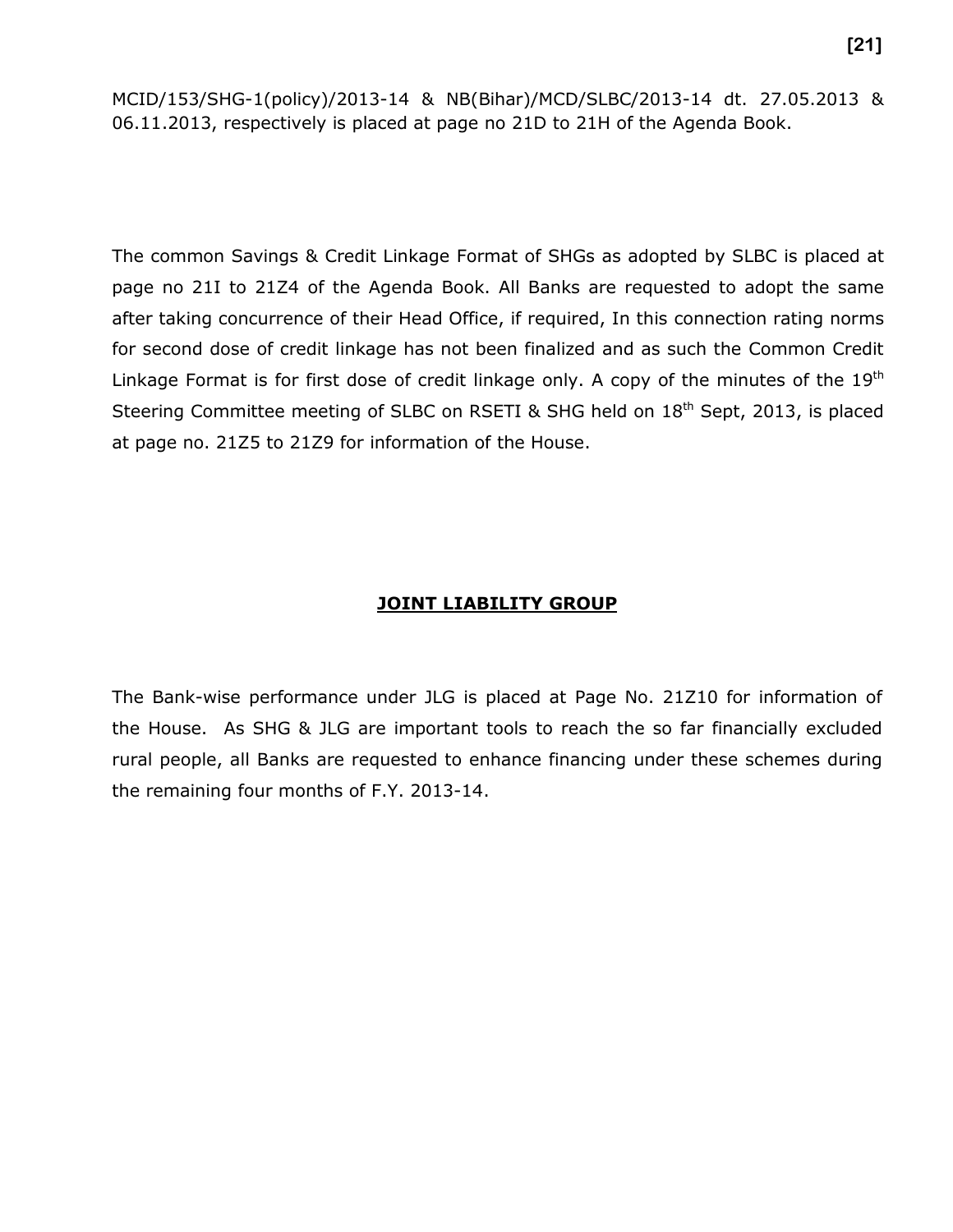MCID/153/SHG-1(policy)/2013-14 & NB(Bihar)/MCD/SLBC/2013-14 dt. 27.05.2013 & 06.11.2013, respectively is placed at page no 21D to 21H of the Agenda Book.

The common Savings & Credit Linkage Format of SHGs as adopted by SLBC is placed at page no 21I to 21Z4 of the Agenda Book. All Banks are requested to adopt the same after taking concurrence of their Head Office, if required, In this connection rating norms for second dose of credit linkage has not been finalized and as such the Common Credit Linkage Format is for first dose of credit linkage only. A copy of the minutes of the 19th Steering Committee meeting of SLBC on RSETI & SHG held on 18th Sept, 2013, is placed at page no. 21Z5 to 21Z9 for information of the House.

## JOINT LIABILITY GROUP

The Bank-wise performance under JLG is placed at Page No. 21Z10 for information of the House. As SHG & JLG are important tools to reach the so far financially excluded rural people, all Banks are requested to enhance financing under these schemes during the remaining four months of F.Y. 2013-14.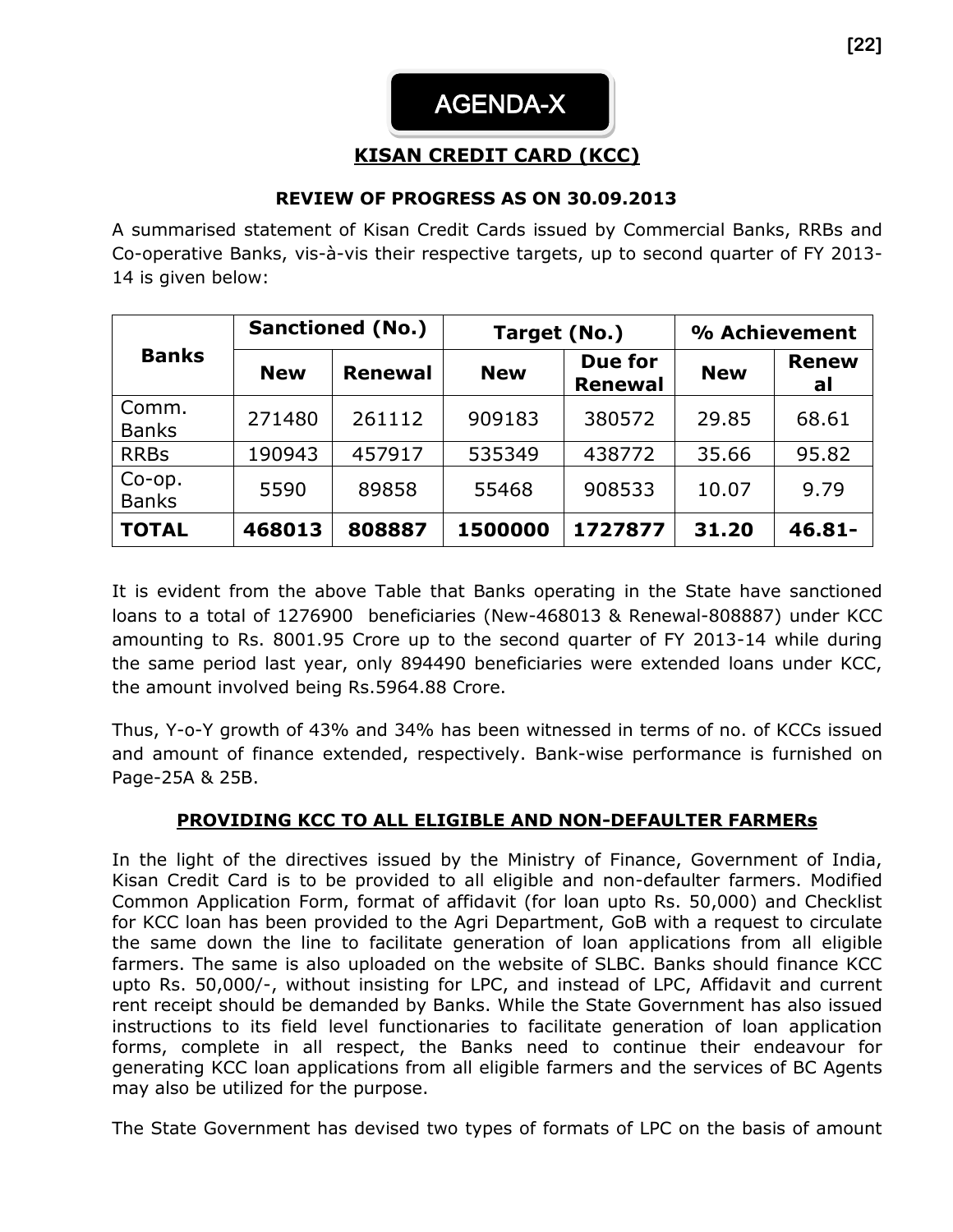# AGENDA-X

## KISAN CREDIT CARD (KCC)

### REVIEW OF PROGRESS AS ON 30.09.2013

A summarised statement of Kisan Credit Cards issued by Commercial Banks, RRBs and Co-operative Banks, vis-à-vis their respective targets, up to second quarter of FY 2013-14 is given below:

| Banks | Sanctioned (No.) | | Target (No.) | | % Achievement | |
|---|---|---|---|---|---|---|
| | New | Renewal | New | Due for Renewal | New | Renewal |
| Comm. Banks | 271480 | 261112 | 909183 | 380572 | 29.85 | 68.61 |
| RRBs | 190943 | 457917 | 535349 | 438772 | 35.66 | 95.82 |
| Co-op. Banks | 5590 | 89858 | 55468 | 908533 | 10.07 | 9.79 |
| **TOTAL** | **468013** | **808887** | **1500000** | **1727877** | **31.20** | **46.81-** |

It is evident from the above Table that Banks operating in the State have sanctioned loans to a total of 1276900 beneficiaries (New-468013 & Renewal-808887) under KCC amounting to Rs. 8001.95 Crore up to the second quarter of FY 2013-14 while during the same period last year, only 894490 beneficiaries were extended loans under KCC, the amount involved being Rs.5964.88 Crore.

Thus, Y-o-Y growth of 43% and 34% has been witnessed in terms of no. of KCCs issued and amount of finance extended, respectively. Bank-wise performance is furnished on Page-25A & 25B.

### PROVIDING KCC TO ALL ELIGIBLE AND NON-DEFAULTER FARMERs

In the light of the directives issued by the Ministry of Finance, Government of India, Kisan Credit Card is to be provided to all eligible and non-defaulter farmers. Modified Common Application Form, format of affidavit (for loan upto Rs. 50,000) and Checklist for KCC loan has been provided to the Agri Department, GoB with a request to circulate the same down the line to facilitate generation of loan applications from all eligible farmers. The same is also uploaded on the website of SLBC. Banks should finance KCC upto Rs. 50,000/-, without insisting for LPC, and instead of LPC, Affidavit and current rent receipt should be demanded by Banks. While the State Government has also issued instructions to its field level functionaries to facilitate generation of loan application forms, complete in all respect, the Banks need to continue their endeavour for generating KCC loan applications from all eligible farmers and the services of BC Agents may also be utilized for the purpose.

The State Government has devised two types of formats of LPC on the basis of amount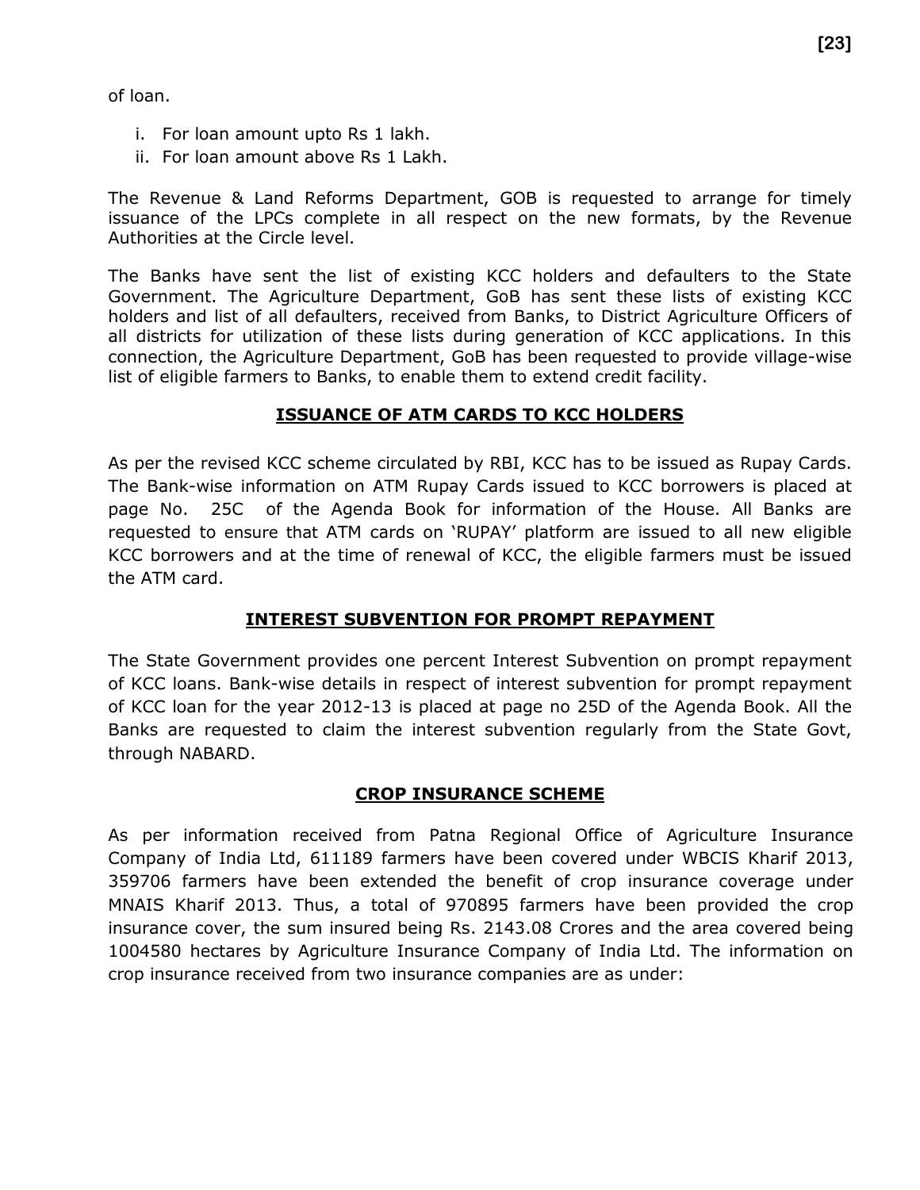of loan.

i. For loan amount upto Rs 1 lakh.
ii. For loan amount above Rs 1 Lakh.

The Revenue & Land Reforms Department, GOB is requested to arrange for timely issuance of the LPCs complete in all respect on the new formats, by the Revenue Authorities at the Circle level.

The Banks have sent the list of existing KCC holders and defaulters to the State Government. The Agriculture Department, GoB has sent these lists of existing KCC holders and list of all defaulters, received from Banks, to District Agriculture Officers of all districts for utilization of these lists during generation of KCC applications. In this connection, the Agriculture Department, GoB has been requested to provide village-wise list of eligible farmers to Banks, to enable them to extend credit facility.

## ISSUANCE OF ATM CARDS TO KCC HOLDERS

As per the revised KCC scheme circulated by RBI, KCC has to be issued as Rupay Cards. The Bank-wise information on ATM Rupay Cards issued to KCC borrowers is placed at page No. 25C of the Agenda Book for information of the House. All Banks are requested to ensure that ATM cards on 'RUPAY' platform are issued to all new eligible KCC borrowers and at the time of renewal of KCC, the eligible farmers must be issued the ATM card.

## INTEREST SUBVENTION FOR PROMPT REPAYMENT

The State Government provides one percent Interest Subvention on prompt repayment of KCC loans. Bank-wise details in respect of interest subvention for prompt repayment of KCC loan for the year 2012-13 is placed at page no 25D of the Agenda Book. All the Banks are requested to claim the interest subvention regularly from the State Govt, through NABARD.

## CROP INSURANCE SCHEME

As per information received from Patna Regional Office of Agriculture Insurance Company of India Ltd, 611189 farmers have been covered under WBCIS Kharif 2013, 359706 farmers have been extended the benefit of crop insurance coverage under MNAIS Kharif 2013. Thus, a total of 970895 farmers have been provided the crop insurance cover, the sum insured being Rs. 2143.08 Crores and the area covered being 1004580 hectares by Agriculture Insurance Company of India Ltd. The information on crop insurance received from two insurance companies are as under: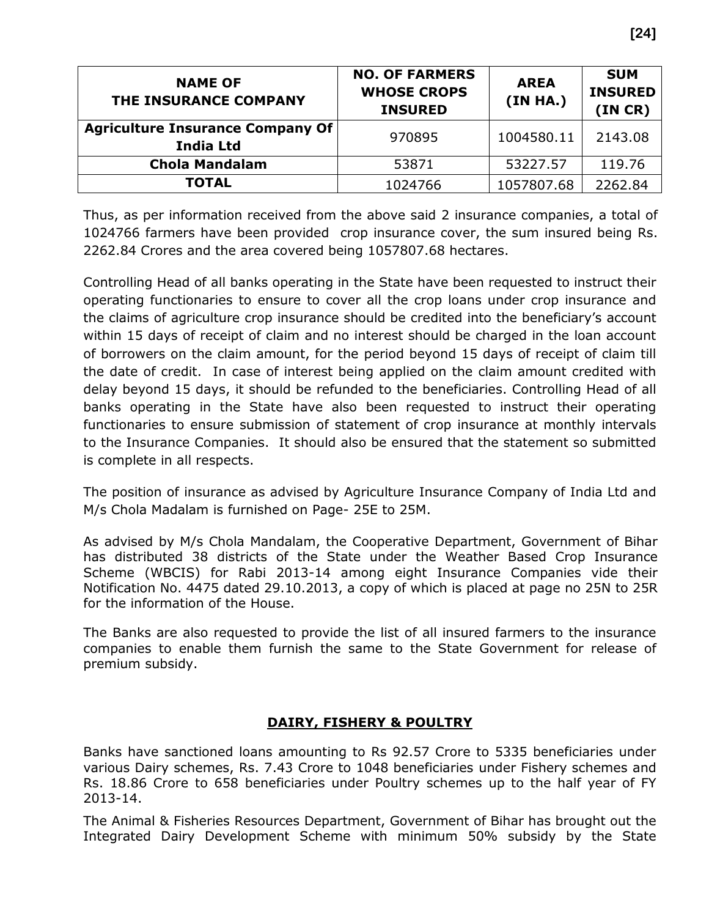| NAME OF THE INSURANCE COMPANY | NO. OF FARMERS WHOSE CROPS INSURED | AREA (IN HA.) | SUM INSURED (IN CR) |
|---|---|---|---|
| **Agriculture Insurance Company Of India Ltd** | 970895 | 1004580.11 | 2143.08 |
| **Chola Mandalam** | 53871 | 53227.57 | 119.76 |
| **TOTAL** | 1024766 | 1057807.68 | 2262.84 |

Thus, as per information received from the above said 2 insurance companies, a total of 1024766 farmers have been provided crop insurance cover, the sum insured being Rs. 2262.84 Crores and the area covered being 1057807.68 hectares.

Controlling Head of all banks operating in the State have been requested to instruct their operating functionaries to ensure to cover all the crop loans under crop insurance and the claims of agriculture crop insurance should be credited into the beneficiary's account within 15 days of receipt of claim and no interest should be charged in the loan account of borrowers on the claim amount, for the period beyond 15 days of receipt of claim till the date of credit. In case of interest being applied on the claim amount credited with delay beyond 15 days, it should be refunded to the beneficiaries. Controlling Head of all banks operating in the State have also been requested to instruct their operating functionaries to ensure submission of statement of crop insurance at monthly intervals to the Insurance Companies. It should also be ensured that the statement so submitted is complete in all respects.

The position of insurance as advised by Agriculture Insurance Company of India Ltd and M/s Chola Madalam is furnished on Page- 25E to 25M.

As advised by M/s Chola Mandalam, the Cooperative Department, Government of Bihar has distributed 38 districts of the State under the Weather Based Crop Insurance Scheme (WBCIS) for Rabi 2013-14 among eight Insurance Companies vide their Notification No. 4475 dated 29.10.2013, a copy of which is placed at page no 25N to 25R for the information of the House.

The Banks are also requested to provide the list of all insured farmers to the insurance companies to enable them furnish the same to the State Government for release of premium subsidy.

## DAIRY, FISHERY & POULTRY

Banks have sanctioned loans amounting to Rs 92.57 Crore to 5335 beneficiaries under various Dairy schemes, Rs. 7.43 Crore to 1048 beneficiaries under Fishery schemes and Rs. 18.86 Crore to 658 beneficiaries under Poultry schemes up to the half year of FY 2013-14.

The Animal & Fisheries Resources Department, Government of Bihar has brought out the Integrated Dairy Development Scheme with minimum 50% subsidy by the State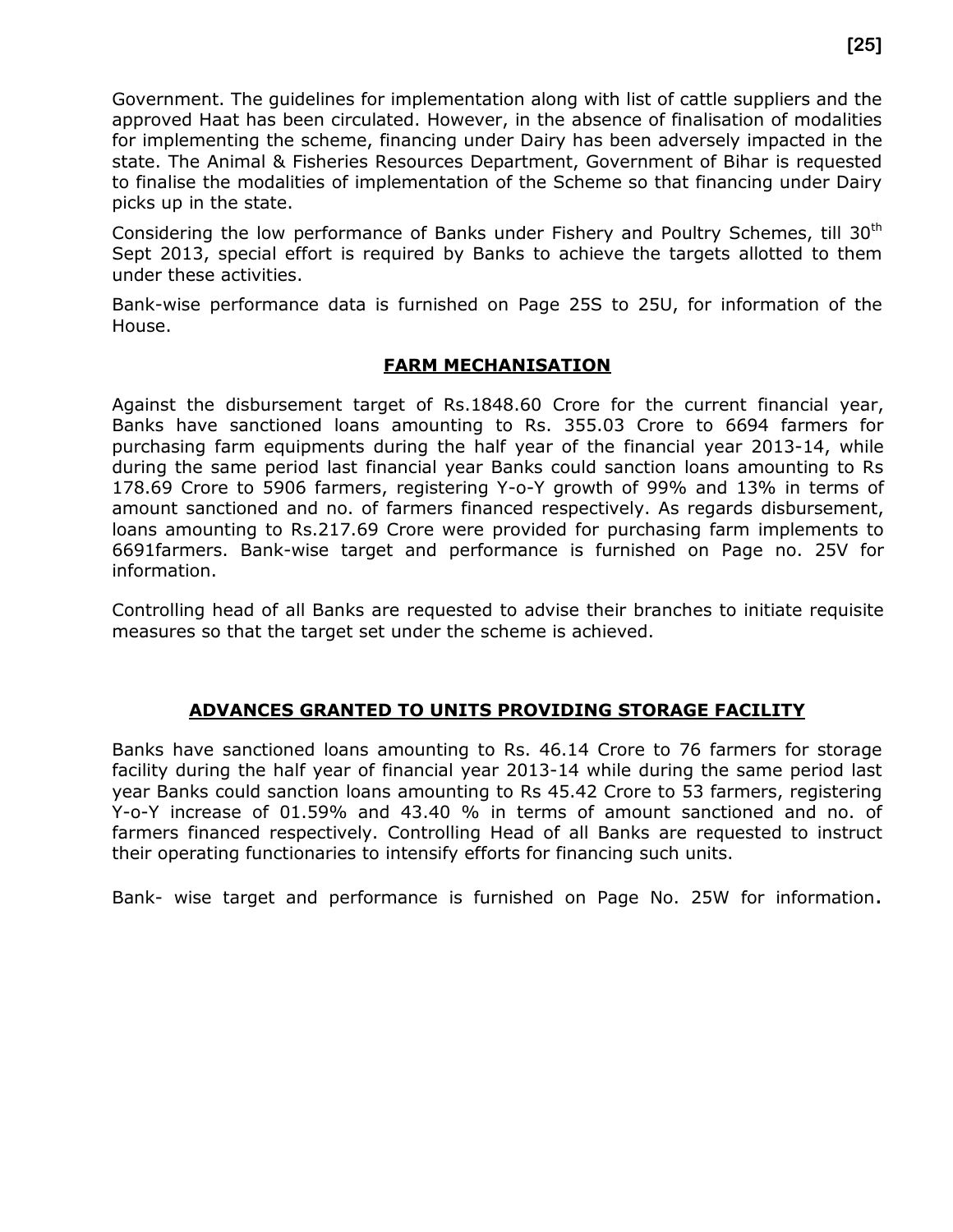Government. The guidelines for implementation along with list of cattle suppliers and the approved Haat has been circulated. However, in the absence of finalisation of modalities for implementing the scheme, financing under Dairy has been adversely impacted in the state. The Animal & Fisheries Resources Department, Government of Bihar is requested to finalise the modalities of implementation of the Scheme so that financing under Dairy picks up in the state.

Considering the low performance of Banks under Fishery and Poultry Schemes, till 30th Sept 2013, special effort is required by Banks to achieve the targets allotted to them under these activities.

Bank-wise performance data is furnished on Page 25S to 25U, for information of the House.

## FARM MECHANISATION

Against the disbursement target of Rs.1848.60 Crore for the current financial year, Banks have sanctioned loans amounting to Rs. 355.03 Crore to 6694 farmers for purchasing farm equipments during the half year of the financial year 2013-14, while during the same period last financial year Banks could sanction loans amounting to Rs 178.69 Crore to 5906 farmers, registering Y-o-Y growth of 99% and 13% in terms of amount sanctioned and no. of farmers financed respectively. As regards disbursement, loans amounting to Rs.217.69 Crore were provided for purchasing farm implements to 6691farmers. Bank-wise target and performance is furnished on Page no. 25V for information.

Controlling head of all Banks are requested to advise their branches to initiate requisite measures so that the target set under the scheme is achieved.

## ADVANCES GRANTED TO UNITS PROVIDING STORAGE FACILITY

Banks have sanctioned loans amounting to Rs. 46.14 Crore to 76 farmers for storage facility during the half year of financial year 2013-14 while during the same period last year Banks could sanction loans amounting to Rs 45.42 Crore to 53 farmers, registering Y-o-Y increase of 01.59% and 43.40 % in terms of amount sanctioned and no. of farmers financed respectively. Controlling Head of all Banks are requested to instruct their operating functionaries to intensify efforts for financing such units.

Bank- wise target and performance is furnished on Page No. 25W for information.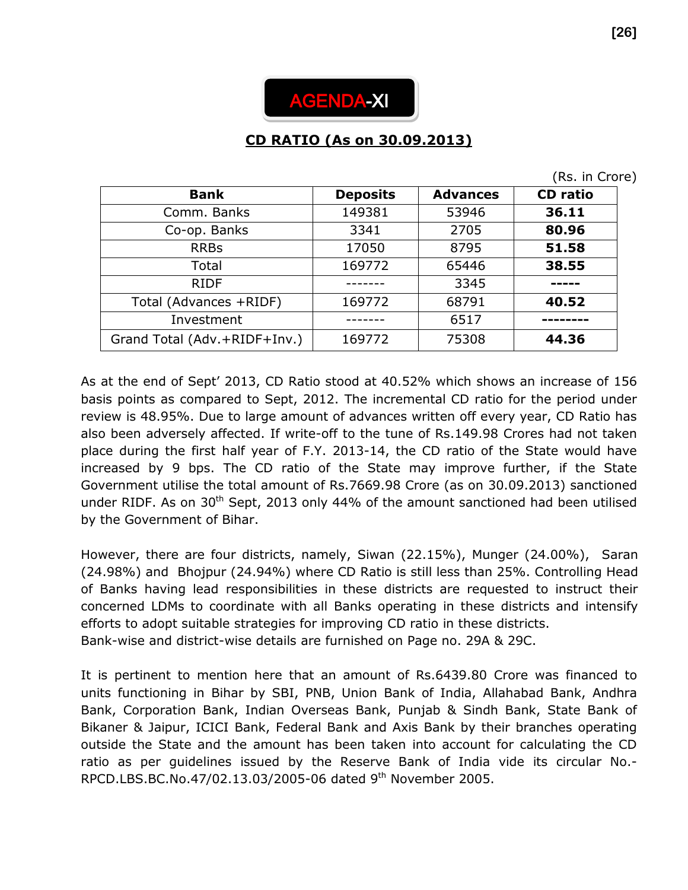# AGENDA-XI

## CD RATIO (As on 30.09.2013)

(Rs. in Crore)

| Bank | Deposits | Advances | CD ratio |
|---|---|---|---|
| Comm. Banks | 149381 | 53946 | **36.11** |
| Co-op. Banks | 3341 | 2705 | **80.96** |
| RRBs | 17050 | 8795 | **51.58** |
| Total | 169772 | 65446 | **38.55** |
| RIDF | ------- | 3345 | **-----** |
| Total (Advances +RIDF) | 169772 | 68791 | **40.52** |
| Investment | ------- | 6517 | **--------** |
| Grand Total (Adv.+RIDF+Inv.) | 169772 | 75308 | **44.36** |

As at the end of Sept' 2013, CD Ratio stood at 40.52% which shows an increase of 156 basis points as compared to Sept, 2012. The incremental CD ratio for the period under review is 48.95%. Due to large amount of advances written off every year, CD Ratio has also been adversely affected. If write-off to the tune of Rs.149.98 Crores had not taken place during the first half year of F.Y. 2013-14, the CD ratio of the State would have increased by 9 bps. The CD ratio of the State may improve further, if the State Government utilise the total amount of Rs.7669.98 Crore (as on 30.09.2013) sanctioned under RIDF. As on 30th Sept, 2013 only 44% of the amount sanctioned had been utilised by the Government of Bihar.

However, there are four districts, namely, Siwan (22.15%), Munger (24.00%), Saran (24.98%) and Bhojpur (24.94%) where CD Ratio is still less than 25%. Controlling Head of Banks having lead responsibilities in these districts are requested to instruct their concerned LDMs to coordinate with all Banks operating in these districts and intensify efforts to adopt suitable strategies for improving CD ratio in these districts.
Bank-wise and district-wise details are furnished on Page no. 29A & 29C.

It is pertinent to mention here that an amount of Rs.6439.80 Crore was financed to units functioning in Bihar by SBI, PNB, Union Bank of India, Allahabad Bank, Andhra Bank, Corporation Bank, Indian Overseas Bank, Punjab & Sindh Bank, State Bank of Bikaner & Jaipur, ICICI Bank, Federal Bank and Axis Bank by their branches operating outside the State and the amount has been taken into account for calculating the CD ratio as per guidelines issued by the Reserve Bank of India vide its circular No.-RPCD.LBS.BC.No.47/02.13.03/2005-06 dated 9th November 2005.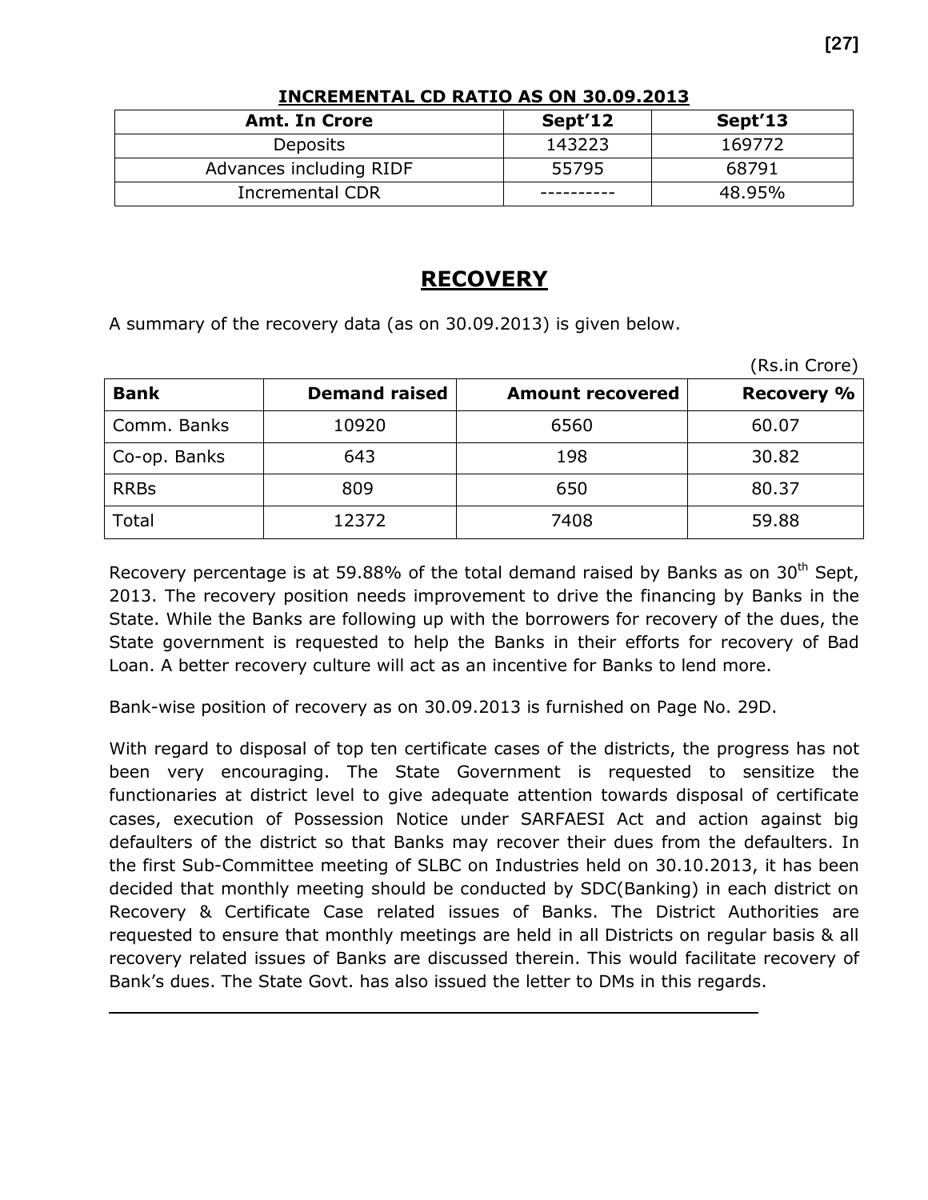**INCREMENTAL CD RATIO AS ON 30.09.2013**

| Amt. In Crore | Sept'12 | Sept'13 |
|---|---|---|
| Deposits | 143223 | 169772 |
| Advances including RIDF | 55795 | 68791 |
| Incremental CDR | ---------- | 48.95% |

## RECOVERY

A summary of the recovery data (as on 30.09.2013) is given below.

(Rs.in Crore)

| Bank | Demand raised | Amount recovered | Recovery % |
|---|---|---|---|
| Comm. Banks | 10920 | 6560 | 60.07 |
| Co-op. Banks | 643 | 198 | 30.82 |
| RRBs | 809 | 650 | 80.37 |
| Total | 12372 | 7408 | 59.88 |

Recovery percentage is at 59.88% of the total demand raised by Banks as on 30th Sept, 2013. The recovery position needs improvement to drive the financing by Banks in the State. While the Banks are following up with the borrowers for recovery of the dues, the State government is requested to help the Banks in their efforts for recovery of Bad Loan. A better recovery culture will act as an incentive for Banks to lend more.

Bank-wise position of recovery as on 30.09.2013 is furnished on Page No. 29D.

With regard to disposal of top ten certificate cases of the districts, the progress has not been very encouraging. The State Government is requested to sensitize the functionaries at district level to give adequate attention towards disposal of certificate cases, execution of Possession Notice under SARFAESI Act and action against big defaulters of the district so that Banks may recover their dues from the defaulters. In the first Sub-Committee meeting of SLBC on Industries held on 30.10.2013, it has been decided that monthly meeting should be conducted by SDC(Banking) in each district on Recovery & Certificate Case related issues of Banks. The District Authorities are requested to ensure that monthly meetings are held in all Districts on regular basis & all recovery related issues of Banks are discussed therein. This would facilitate recovery of Bank's dues. The State Govt. has also issued the letter to DMs in this regards.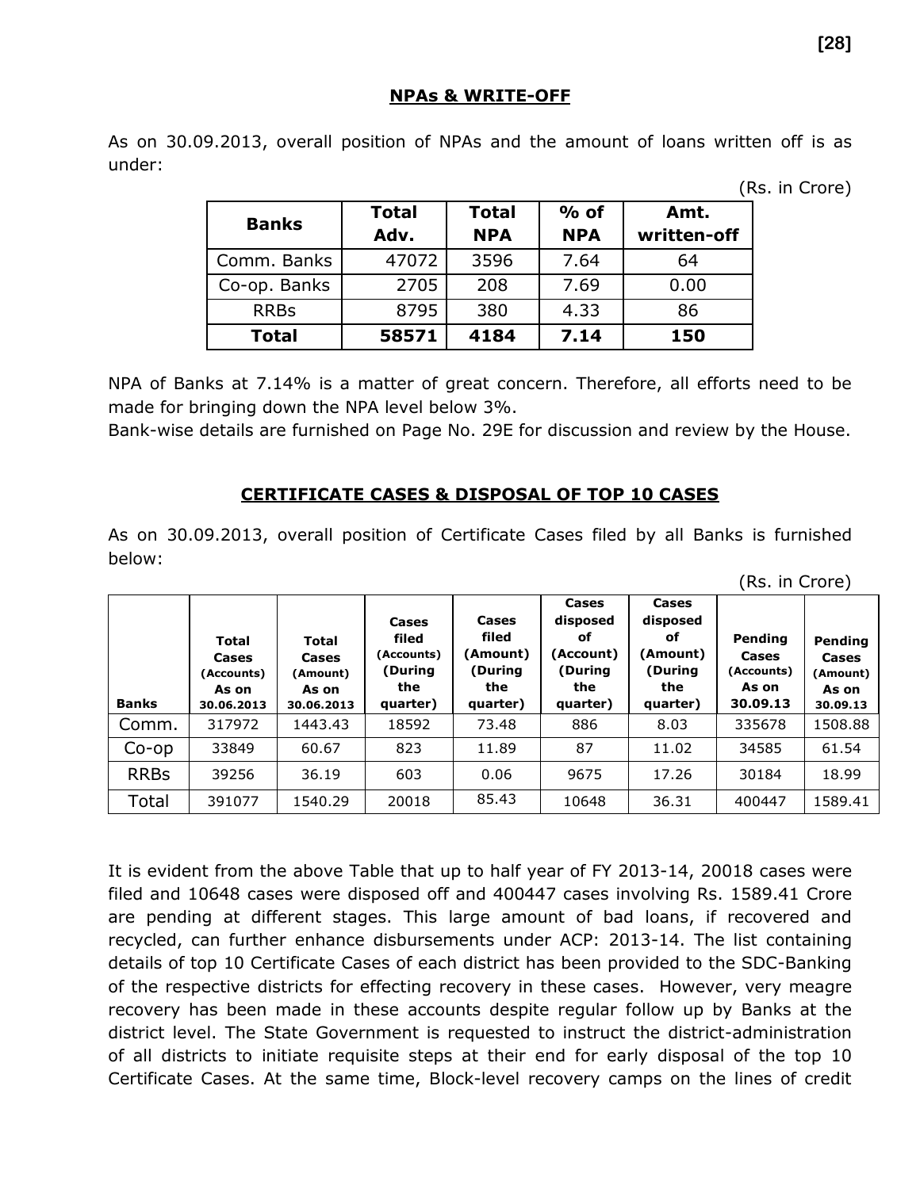## NPAs & WRITE-OFF

As on 30.09.2013, overall position of NPAs and the amount of loans written off is as under:

(Rs. in Crore)

| Banks | Total Adv. | Total NPA | % of NPA | Amt. written-off |
|---|---|---|---|---|
| Comm. Banks | 47072 | 3596 | 7.64 | 64 |
| Co-op. Banks | 2705 | 208 | 7.69 | 0.00 |
| RRBs | 8795 | 380 | 4.33 | 86 |
| **Total** | **58571** | **4184** | **7.14** | **150** |

NPA of Banks at 7.14% is a matter of great concern. Therefore, all efforts need to be made for bringing down the NPA level below 3%.

Bank-wise details are furnished on Page No. 29E for discussion and review by the House.

## CERTIFICATE CASES & DISPOSAL OF TOP 10 CASES

As on 30.09.2013, overall position of Certificate Cases filed by all Banks is furnished below:

(Rs. in Crore)

| Banks | Total Cases (Accounts) As on 30.06.2013 | Total Cases (Amount) As on 30.06.2013 | Cases filed (Accounts) (During the quarter) | Cases filed (Amount) (During the quarter) | Cases disposed of (Account) (During the quarter) | Cases disposed of (Amount) (During the quarter) | Pending Cases (Accounts) As on 30.09.13 | Pending Cases (Amount) As on 30.09.13 |
|---|---|---|---|---|---|---|---|---|
| Comm. | 317972 | 1443.43 | 18592 | 73.48 | 886 | 8.03 | 335678 | 1508.88 |
| Co-op | 33849 | 60.67 | 823 | 11.89 | 87 | 11.02 | 34585 | 61.54 |
| RRBs | 39256 | 36.19 | 603 | 0.06 | 9675 | 17.26 | 30184 | 18.99 |
| Total | 391077 | 1540.29 | 20018 | 85.43 | 10648 | 36.31 | 400447 | 1589.41 |

It is evident from the above Table that up to half year of FY 2013-14, 20018 cases were filed and 10648 cases were disposed off and 400447 cases involving Rs. 1589.41 Crore are pending at different stages. This large amount of bad loans, if recovered and recycled, can further enhance disbursements under ACP: 2013-14. The list containing details of top 10 Certificate Cases of each district has been provided to the SDC-Banking of the respective districts for effecting recovery in these cases. However, very meagre recovery has been made in these accounts despite regular follow up by Banks at the district level. The State Government is requested to instruct the district-administration of all districts to initiate requisite steps at their end for early disposal of the top 10 Certificate Cases. At the same time, Block-level recovery camps on the lines of credit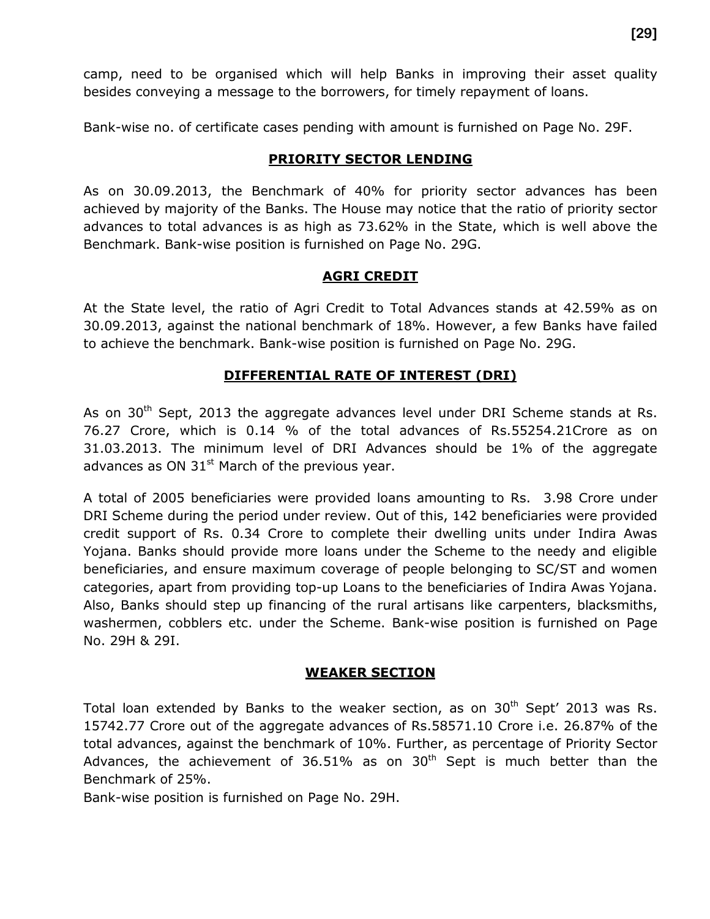camp, need to be organised which will help Banks in improving their asset quality besides conveying a message to the borrowers, for timely repayment of loans.

Bank-wise no. of certificate cases pending with amount is furnished on Page No. 29F.

## PRIORITY SECTOR LENDING

As on 30.09.2013, the Benchmark of 40% for priority sector advances has been achieved by majority of the Banks. The House may notice that the ratio of priority sector advances to total advances is as high as 73.62% in the State, which is well above the Benchmark. Bank-wise position is furnished on Page No. 29G.

## AGRI CREDIT

At the State level, the ratio of Agri Credit to Total Advances stands at 42.59% as on 30.09.2013, against the national benchmark of 18%. However, a few Banks have failed to achieve the benchmark. Bank-wise position is furnished on Page No. 29G.

## DIFFERENTIAL RATE OF INTEREST (DRI)

As on 30th Sept, 2013 the aggregate advances level under DRI Scheme stands at Rs. 76.27 Crore, which is 0.14 % of the total advances of Rs.55254.21Crore as on 31.03.2013. The minimum level of DRI Advances should be 1% of the aggregate advances as ON 31st March of the previous year.

A total of 2005 beneficiaries were provided loans amounting to Rs. 3.98 Crore under DRI Scheme during the period under review. Out of this, 142 beneficiaries were provided credit support of Rs. 0.34 Crore to complete their dwelling units under Indira Awas Yojana. Banks should provide more loans under the Scheme to the needy and eligible beneficiaries, and ensure maximum coverage of people belonging to SC/ST and women categories, apart from providing top-up Loans to the beneficiaries of Indira Awas Yojana. Also, Banks should step up financing of the rural artisans like carpenters, blacksmiths, washermen, cobblers etc. under the Scheme. Bank-wise position is furnished on Page No. 29H & 29I.

## WEAKER SECTION

Total loan extended by Banks to the weaker section, as on 30th Sept' 2013 was Rs. 15742.77 Crore out of the aggregate advances of Rs.58571.10 Crore i.e. 26.87% of the total advances, against the benchmark of 10%. Further, as percentage of Priority Sector Advances, the achievement of 36.51% as on 30th Sept is much better than the Benchmark of 25%.

Bank-wise position is furnished on Page No. 29H.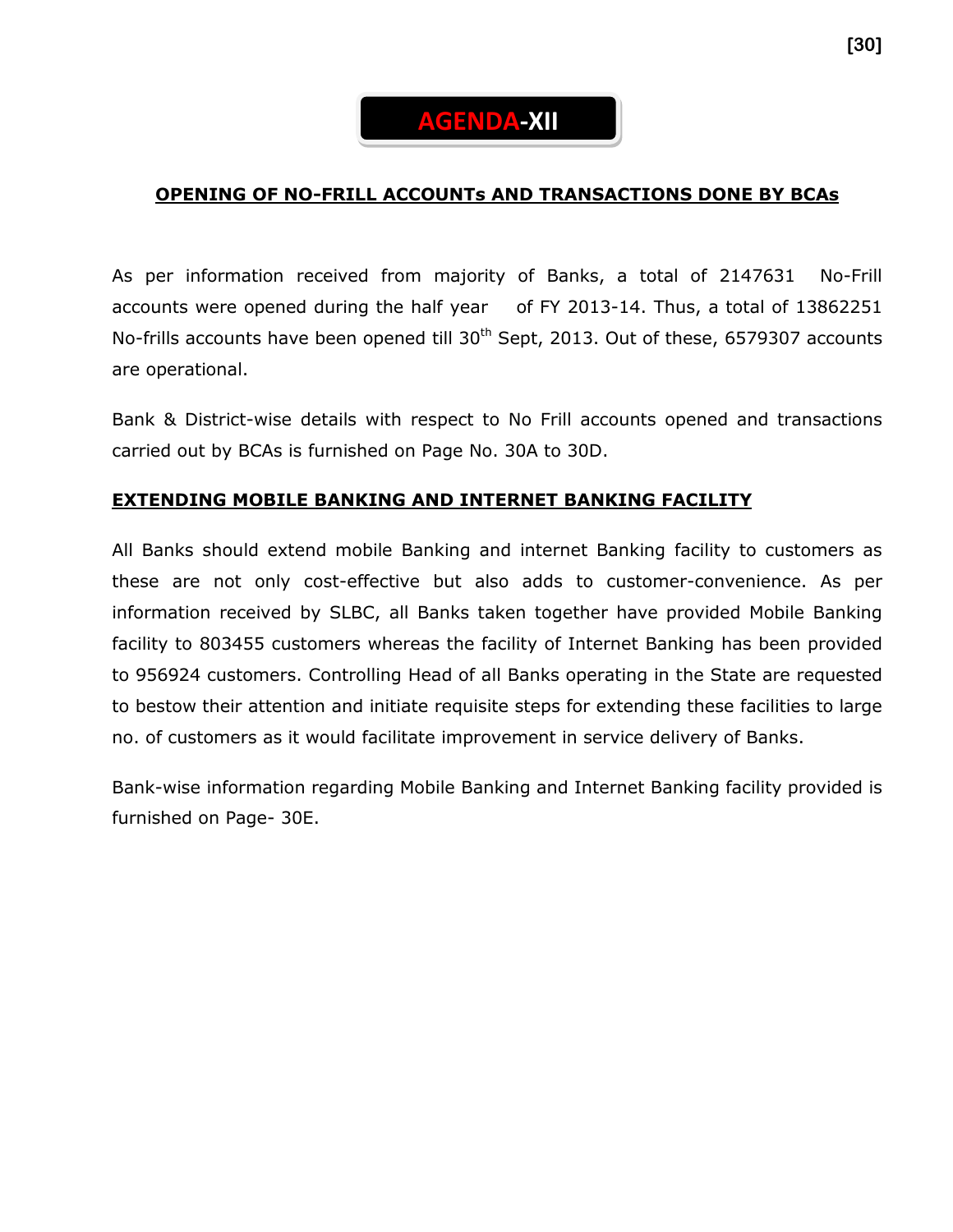# AGENDA-XII

## OPENING OF NO-FRILL ACCOUNTs AND TRANSACTIONS DONE BY BCAs

As per information received from majority of Banks, a total of 2147631 No-Frill accounts were opened during the half year of FY 2013-14. Thus, a total of 13862251 No-frills accounts have been opened till 30th Sept, 2013. Out of these, 6579307 accounts are operational.

Bank & District-wise details with respect to No Frill accounts opened and transactions carried out by BCAs is furnished on Page No. 30A to 30D.

## EXTENDING MOBILE BANKING AND INTERNET BANKING FACILITY

All Banks should extend mobile Banking and internet Banking facility to customers as these are not only cost-effective but also adds to customer-convenience. As per information received by SLBC, all Banks taken together have provided Mobile Banking facility to 803455 customers whereas the facility of Internet Banking has been provided to 956924 customers. Controlling Head of all Banks operating in the State are requested to bestow their attention and initiate requisite steps for extending these facilities to large no. of customers as it would facilitate improvement in service delivery of Banks.

Bank-wise information regarding Mobile Banking and Internet Banking facility provided is furnished on Page- 30E.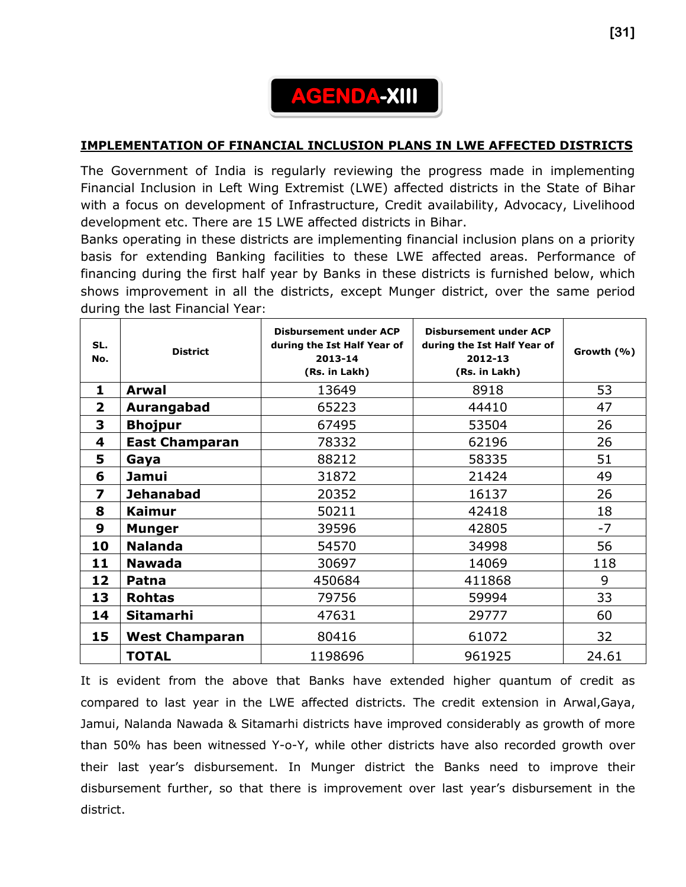# AGENDA-XIII

## IMPLEMENTATION OF FINANCIAL INCLUSION PLANS IN LWE AFFECTED DISTRICTS

The Government of India is regularly reviewing the progress made in implementing Financial Inclusion in Left Wing Extremist (LWE) affected districts in the State of Bihar with a focus on development of Infrastructure, Credit availability, Advocacy, Livelihood development etc. There are 15 LWE affected districts in Bihar.

Banks operating in these districts are implementing financial inclusion plans on a priority basis for extending Banking facilities to these LWE affected areas. Performance of financing during the first half year by Banks in these districts is furnished below, which shows improvement in all the districts, except Munger district, over the same period during the last Financial Year:

| SL. No. | District | Disbursement under ACP during the Ist Half Year of 2013-14 (Rs. in Lakh) | Disbursement under ACP during the Ist Half Year of 2012-13 (Rs. in Lakh) | Growth (%) |
|---|---|---|---|---|
| 1 | **Arwal** | 13649 | 8918 | 53 |
| 2 | **Aurangabad** | 65223 | 44410 | 47 |
| 3 | **Bhojpur** | 67495 | 53504 | 26 |
| 4 | **East Champaran** | 78332 | 62196 | 26 |
| 5 | **Gaya** | 88212 | 58335 | 51 |
| 6 | **Jamui** | 31872 | 21424 | 49 |
| 7 | **Jehanabad** | 20352 | 16137 | 26 |
| 8 | **Kaimur** | 50211 | 42418 | 18 |
| 9 | **Munger** | 39596 | 42805 | -7 |
| 10 | **Nalanda** | 54570 | 34998 | 56 |
| 11 | **Nawada** | 30697 | 14069 | 118 |
| 12 | **Patna** | 450684 | 411868 | 9 |
| 13 | **Rohtas** | 79756 | 59994 | 33 |
| 14 | **Sitamarhi** | 47631 | 29777 | 60 |
| 15 | **West Champaran** | 80416 | 61072 | 32 |
| | **TOTAL** | 1198696 | 961925 | 24.61 |

It is evident from the above that Banks have extended higher quantum of credit as compared to last year in the LWE affected districts. The credit extension in Arwal,Gaya, Jamui, Nalanda Nawada & Sitamarhi districts have improved considerably as growth of more than 50% has been witnessed Y-o-Y, while other districts have also recorded growth over their last year's disbursement. In Munger district the Banks need to improve their disbursement further, so that there is improvement over last year's disbursement in the district.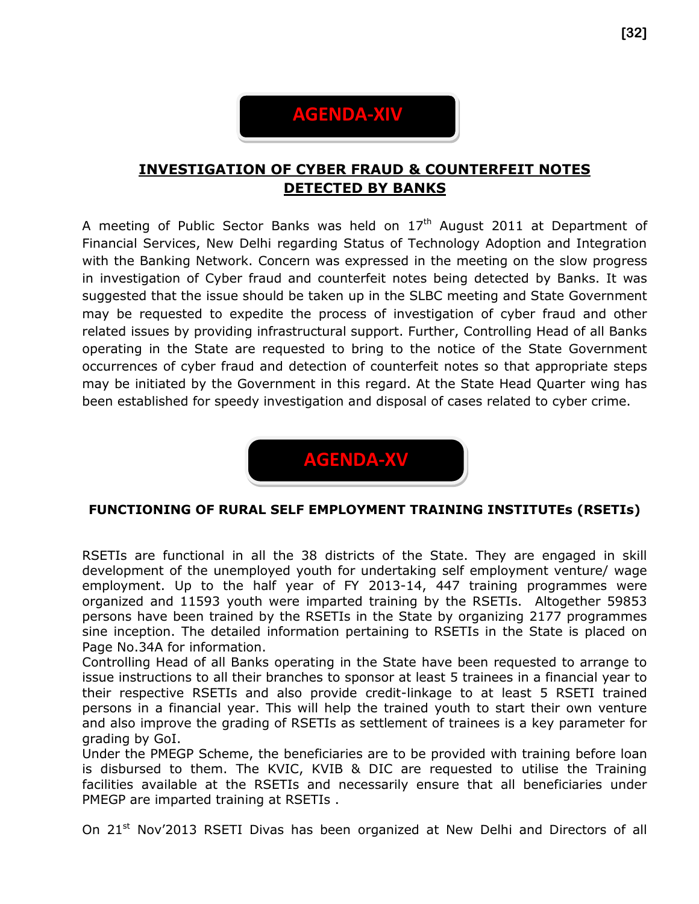# AGENDA-XIV

## INVESTIGATION OF CYBER FRAUD & COUNTERFEIT NOTES DETECTED BY BANKS

A meeting of Public Sector Banks was held on 17th August 2011 at Department of Financial Services, New Delhi regarding Status of Technology Adoption and Integration with the Banking Network. Concern was expressed in the meeting on the slow progress in investigation of Cyber fraud and counterfeit notes being detected by Banks. It was suggested that the issue should be taken up in the SLBC meeting and State Government may be requested to expedite the process of investigation of cyber fraud and other related issues by providing infrastructural support. Further, Controlling Head of all Banks operating in the State are requested to bring to the notice of the State Government occurrences of cyber fraud and detection of counterfeit notes so that appropriate steps may be initiated by the Government in this regard. At the State Head Quarter wing has been established for speedy investigation and disposal of cases related to cyber crime.

# AGENDA-XV

## FUNCTIONING OF RURAL SELF EMPLOYMENT TRAINING INSTITUTEs (RSETIs)

RSETIs are functional in all the 38 districts of the State. They are engaged in skill development of the unemployed youth for undertaking self employment venture/ wage employment. Up to the half year of FY 2013-14, 447 training programmes were organized and 11593 youth were imparted training by the RSETIs. Altogether 59853 persons have been trained by the RSETIs in the State by organizing 2177 programmes sine inception. The detailed information pertaining to RSETIs in the State is placed on Page No.34A for information.

Controlling Head of all Banks operating in the State have been requested to arrange to issue instructions to all their branches to sponsor at least 5 trainees in a financial year to their respective RSETIs and also provide credit-linkage to at least 5 RSETI trained persons in a financial year. This will help the trained youth to start their own venture and also improve the grading of RSETIs as settlement of trainees is a key parameter for grading by GoI.

Under the PMEGP Scheme, the beneficiaries are to be provided with training before loan is disbursed to them. The KVIC, KVIB & DIC are requested to utilise the Training facilities available at the RSETIs and necessarily ensure that all beneficiaries under PMEGP are imparted training at RSETIs .

On 21st Nov'2013 RSETI Divas has been organized at New Delhi and Directors of all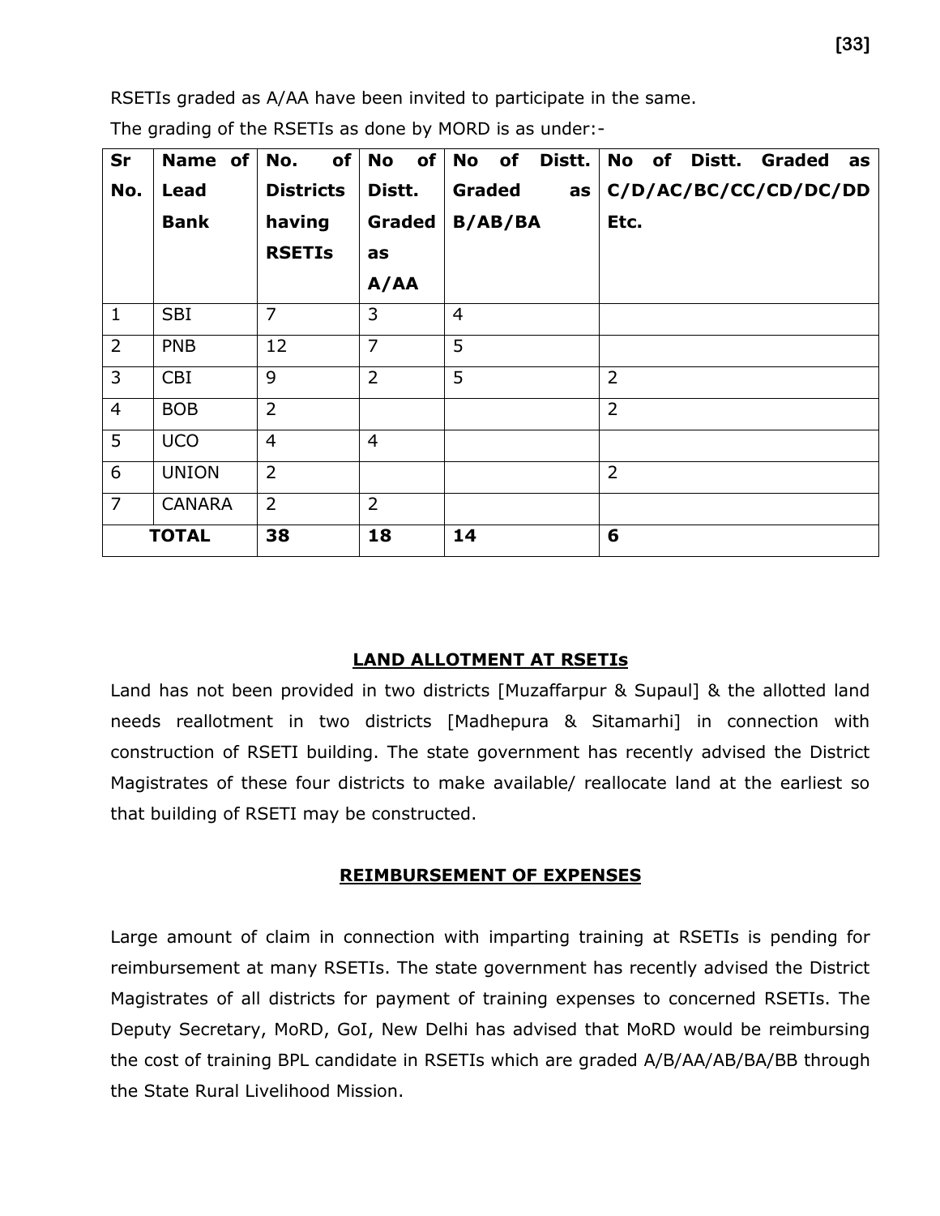RSETIs graded as A/AA have been invited to participate in the same.

The grading of the RSETIs as done by MORD is as under:-

| Sr No. | Name of Lead Bank | No. of Districts having RSETIs | No of Distt. Graded as A/AA | No of Distt. Graded as B/AB/BA | No of Distt. Graded as C/D/AC/BC/CC/CD/DC/DD Etc. |
|---|---|---|---|---|---|
| 1 | SBI | 7 | 3 | 4 | |
| 2 | PNB | 12 | 7 | 5 | |
| 3 | CBI | 9 | 2 | 5 | 2 |
| 4 | BOB | 2 | | | 2 |
| 5 | UCO | 4 | 4 | | |
| 6 | UNION | 2 | | | 2 |
| 7 | CANARA | 2 | 2 | | |
| **TOTAL** | | **38** | **18** | **14** | **6** |

## LAND ALLOTMENT AT RSETIs

Land has not been provided in two districts [Muzaffarpur & Supaul] & the allotted land needs reallotment in two districts [Madhepura & Sitamarhi] in connection with construction of RSETI building. The state government has recently advised the District Magistrates of these four districts to make available/ reallocate land at the earliest so that building of RSETI may be constructed.

## REIMBURSEMENT OF EXPENSES

Large amount of claim in connection with imparting training at RSETIs is pending for reimbursement at many RSETIs. The state government has recently advised the District Magistrates of all districts for payment of training expenses to concerned RSETIs. The Deputy Secretary, MoRD, GoI, New Delhi has advised that MoRD would be reimbursing the cost of training BPL candidate in RSETIs which are graded A/B/AA/AB/BA/BB through the State Rural Livelihood Mission.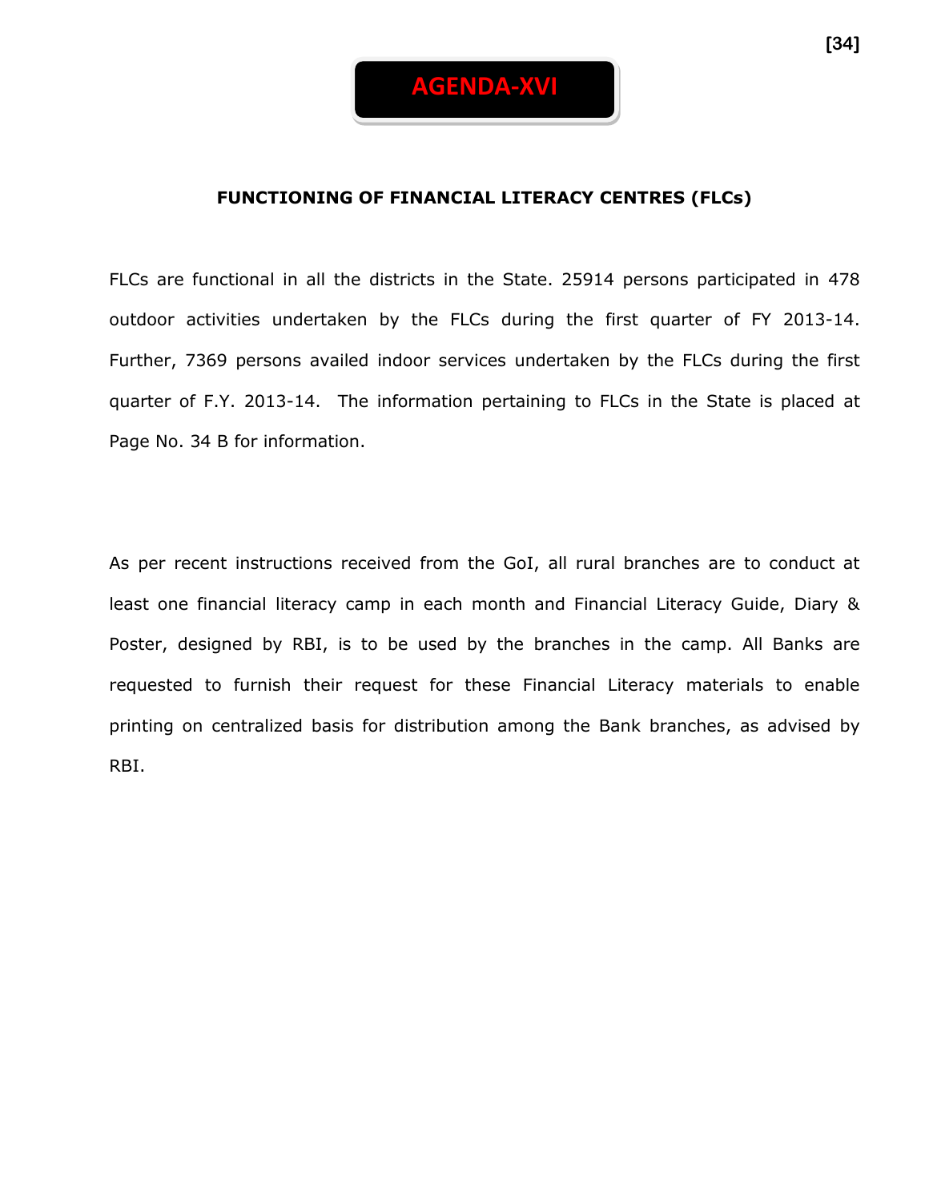# AGENDA-XVI

## FUNCTIONING OF FINANCIAL LITERACY CENTRES (FLCs)

FLCs are functional in all the districts in the State. 25914 persons participated in 478 outdoor activities undertaken by the FLCs during the first quarter of FY 2013-14. Further, 7369 persons availed indoor services undertaken by the FLCs during the first quarter of F.Y. 2013-14. The information pertaining to FLCs in the State is placed at Page No. 34 B for information.

As per recent instructions received from the GoI, all rural branches are to conduct at least one financial literacy camp in each month and Financial Literacy Guide, Diary & Poster, designed by RBI, is to be used by the branches in the camp. All Banks are requested to furnish their request for these Financial Literacy materials to enable printing on centralized basis for distribution among the Bank branches, as advised by RBI.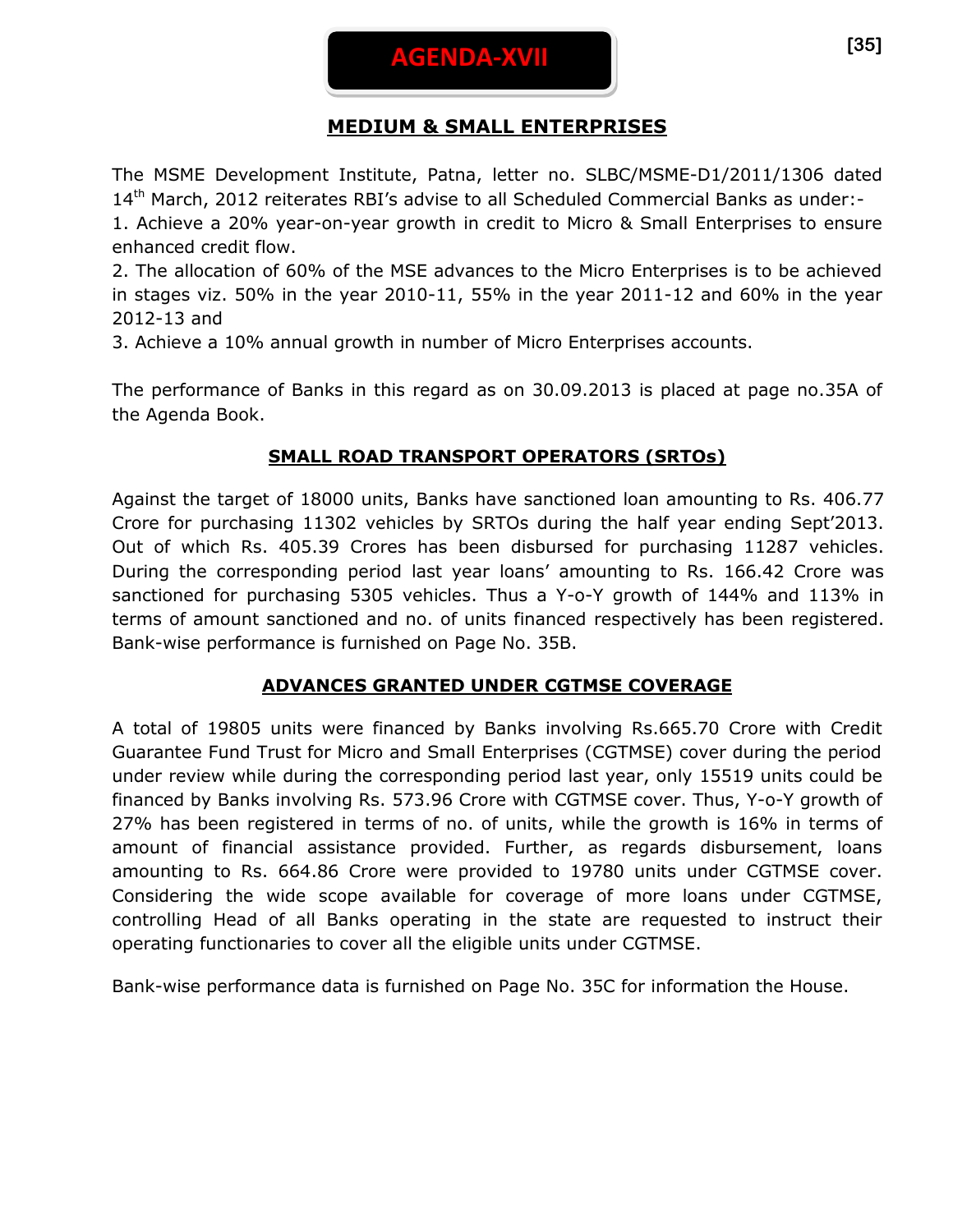# AGENDA-XVII

## MEDIUM & SMALL ENTERPRISES

The MSME Development Institute, Patna, letter no. SLBC/MSME-D1/2011/1306 dated 14th March, 2012 reiterates RBI's advise to all Scheduled Commercial Banks as under:-

1. Achieve a 20% year-on-year growth in credit to Micro & Small Enterprises to ensure enhanced credit flow.
2. The allocation of 60% of the MSE advances to the Micro Enterprises is to be achieved in stages viz. 50% in the year 2010-11, 55% in the year 2011-12 and 60% in the year 2012-13 and
3. Achieve a 10% annual growth in number of Micro Enterprises accounts.

The performance of Banks in this regard as on 30.09.2013 is placed at page no.35A of the Agenda Book.

## SMALL ROAD TRANSPORT OPERATORS (SRTOs)

Against the target of 18000 units, Banks have sanctioned loan amounting to Rs. 406.77 Crore for purchasing 11302 vehicles by SRTOs during the half year ending Sept'2013. Out of which Rs. 405.39 Crores has been disbursed for purchasing 11287 vehicles. During the corresponding period last year loans' amounting to Rs. 166.42 Crore was sanctioned for purchasing 5305 vehicles. Thus a Y-o-Y growth of 144% and 113% in terms of amount sanctioned and no. of units financed respectively has been registered. Bank-wise performance is furnished on Page No. 35B.

## ADVANCES GRANTED UNDER CGTMSE COVERAGE

A total of 19805 units were financed by Banks involving Rs.665.70 Crore with Credit Guarantee Fund Trust for Micro and Small Enterprises (CGTMSE) cover during the period under review while during the corresponding period last year, only 15519 units could be financed by Banks involving Rs. 573.96 Crore with CGTMSE cover. Thus, Y-o-Y growth of 27% has been registered in terms of no. of units, while the growth is 16% in terms of amount of financial assistance provided. Further, as regards disbursement, loans amounting to Rs. 664.86 Crore were provided to 19780 units under CGTMSE cover. Considering the wide scope available for coverage of more loans under CGTMSE, controlling Head of all Banks operating in the state are requested to instruct their operating functionaries to cover all the eligible units under CGTMSE.

Bank-wise performance data is furnished on Page No. 35C for information the House.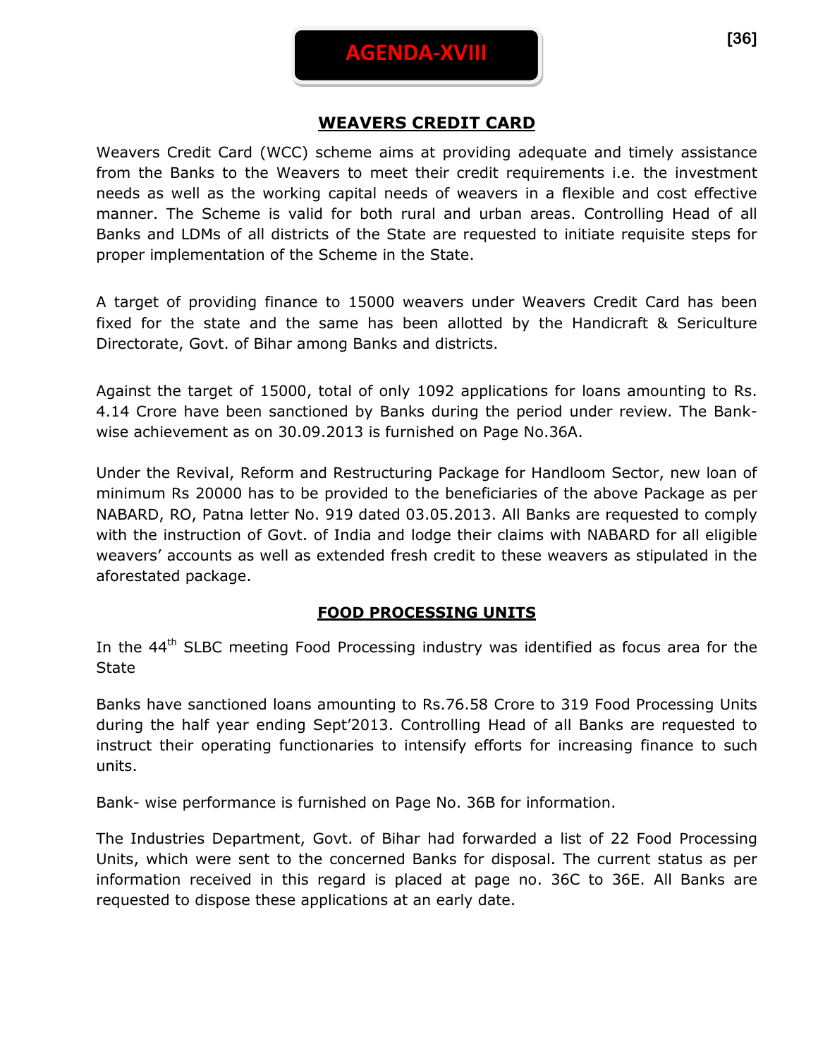# AGENDA-XVIII

## WEAVERS CREDIT CARD

Weavers Credit Card (WCC) scheme aims at providing adequate and timely assistance from the Banks to the Weavers to meet their credit requirements i.e. the investment needs as well as the working capital needs of weavers in a flexible and cost effective manner. The Scheme is valid for both rural and urban areas. Controlling Head of all Banks and LDMs of all districts of the State are requested to initiate requisite steps for proper implementation of the Scheme in the State.

A target of providing finance to 15000 weavers under Weavers Credit Card has been fixed for the state and the same has been allotted by the Handicraft & Sericulture Directorate, Govt. of Bihar among Banks and districts.

Against the target of 15000, total of only 1092 applications for loans amounting to Rs. 4.14 Crore have been sanctioned by Banks during the period under review. The Bank-wise achievement as on 30.09.2013 is furnished on Page No.36A.

Under the Revival, Reform and Restructuring Package for Handloom Sector, new loan of minimum Rs 20000 has to be provided to the beneficiaries of the above Package as per NABARD, RO, Patna letter No. 919 dated 03.05.2013. All Banks are requested to comply with the instruction of Govt. of India and lodge their claims with NABARD for all eligible weavers' accounts as well as extended fresh credit to these weavers as stipulated in the aforestated package.

## FOOD PROCESSING UNITS

In the 44th SLBC meeting Food Processing industry was identified as focus area for the State

Banks have sanctioned loans amounting to Rs.76.58 Crore to 319 Food Processing Units during the half year ending Sept'2013. Controlling Head of all Banks are requested to instruct their operating functionaries to intensify efforts for increasing finance to such units.

Bank- wise performance is furnished on Page No. 36B for information.

The Industries Department, Govt. of Bihar had forwarded a list of 22 Food Processing Units, which were sent to the concerned Banks for disposal. The current status as per information received in this regard is placed at page no. 36C to 36E. All Banks are requested to dispose these applications at an early date.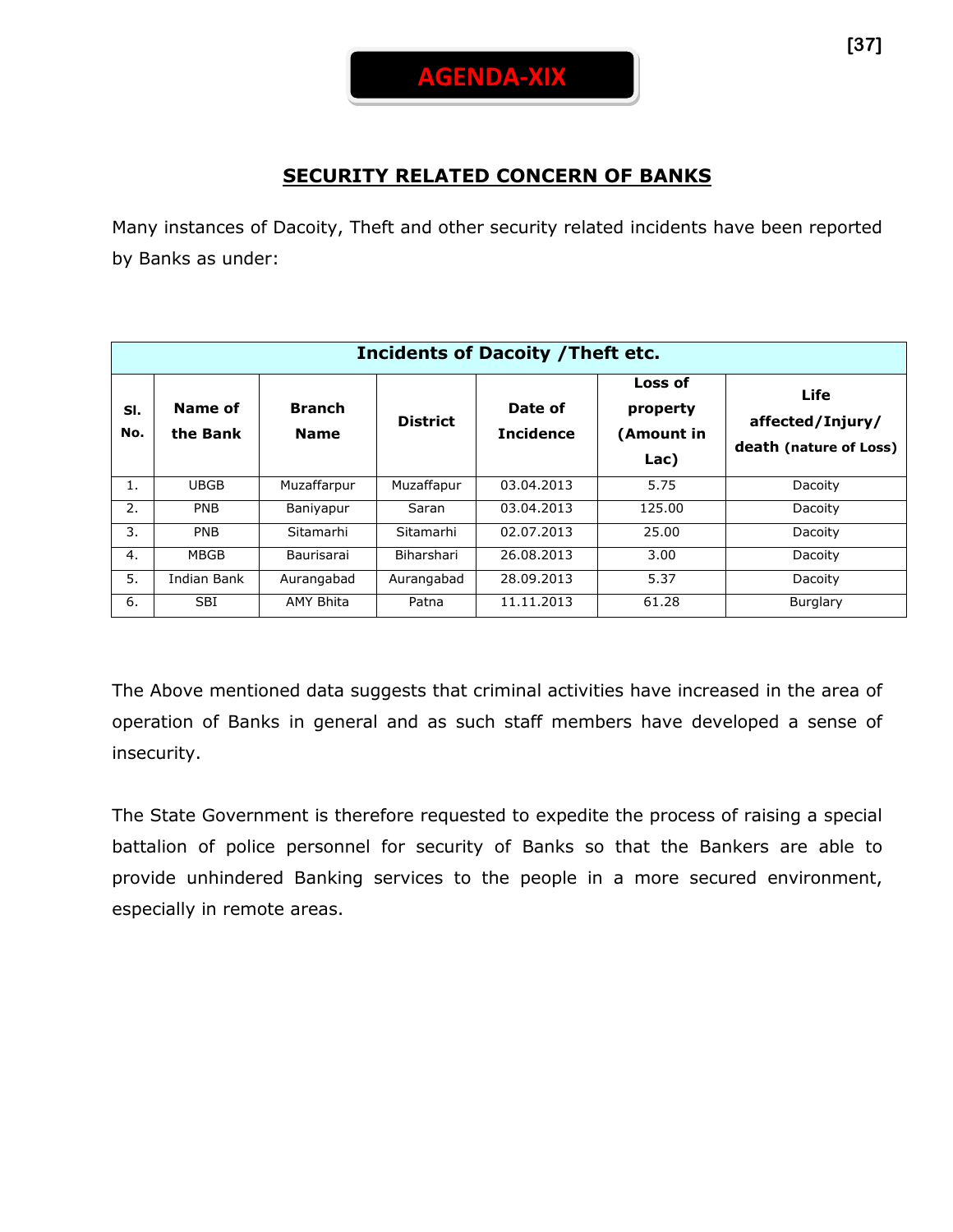# AGENDA-XIX

## SECURITY RELATED CONCERN OF BANKS

Many instances of Dacoity, Theft and other security related incidents have been reported by Banks as under:

| Incidents of Dacoity /Theft etc. | | | | | | |
|---|---|---|---|---|---|---|
| **Sl. No.** | **Name of the Bank** | **Branch Name** | **District** | **Date of Incidence** | **Loss of property (Amount in Lac)** | **Life affected/Injury/ death (nature of Loss)** |
| 1. | UBGB | Muzaffarpur | Muzaffapur | 03.04.2013 | 5.75 | Dacoity |
| 2. | PNB | Baniyapur | Saran | 03.04.2013 | 125.00 | Dacoity |
| 3. | PNB | Sitamarhi | Sitamarhi | 02.07.2013 | 25.00 | Dacoity |
| 4. | MBGB | Baurisarai | Biharshari | 26.08.2013 | 3.00 | Dacoity |
| 5. | Indian Bank | Aurangabad | Aurangabad | 28.09.2013 | 5.37 | Dacoity |
| 6. | SBI | AMY Bhita | Patna | 11.11.2013 | 61.28 | Burglary |

The Above mentioned data suggests that criminal activities have increased in the area of operation of Banks in general and as such staff members have developed a sense of insecurity.

The State Government is therefore requested to expedite the process of raising a special battalion of police personnel for security of Banks so that the Bankers are able to provide unhindered Banking services to the people in a more secured environment, especially in remote areas.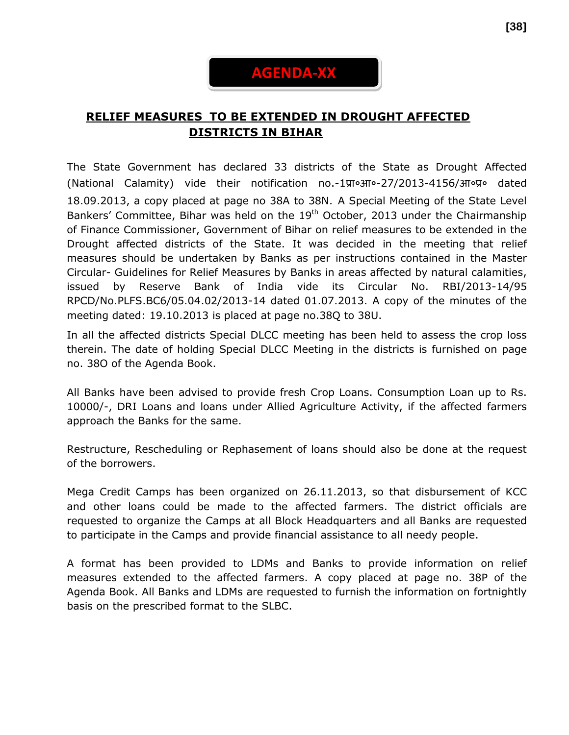# AGENDA-XX

## RELIEF MEASURES TO BE EXTENDED IN DROUGHT AFFECTED DISTRICTS IN BIHAR

The State Government has declared 33 districts of the State as Drought Affected (National Calamity) vide their notification no.-1प्रा॰आ॰-27/2013-4156/आ॰प्र॰ dated 18.09.2013, a copy placed at page no 38A to 38N. A Special Meeting of the State Level Bankers' Committee, Bihar was held on the 19th October, 2013 under the Chairmanship of Finance Commissioner, Government of Bihar on relief measures to be extended in the Drought affected districts of the State. It was decided in the meeting that relief measures should be undertaken by Banks as per instructions contained in the Master Circular- Guidelines for Relief Measures by Banks in areas affected by natural calamities, issued by Reserve Bank of India vide its Circular No. RBI/2013-14/95 RPCD/No.PLFS.BC6/05.04.02/2013-14 dated 01.07.2013. A copy of the minutes of the meeting dated: 19.10.2013 is placed at page no.38Q to 38U.

In all the affected districts Special DLCC meeting has been held to assess the crop loss therein. The date of holding Special DLCC Meeting in the districts is furnished on page no. 38O of the Agenda Book.

All Banks have been advised to provide fresh Crop Loans. Consumption Loan up to Rs. 10000/-, DRI Loans and loans under Allied Agriculture Activity, if the affected farmers approach the Banks for the same.

Restructure, Rescheduling or Rephasement of loans should also be done at the request of the borrowers.

Mega Credit Camps has been organized on 26.11.2013, so that disbursement of KCC and other loans could be made to the affected farmers. The district officials are requested to organize the Camps at all Block Headquarters and all Banks are requested to participate in the Camps and provide financial assistance to all needy people.

A format has been provided to LDMs and Banks to provide information on relief measures extended to the affected farmers. A copy placed at page no. 38P of the Agenda Book. All Banks and LDMs are requested to furnish the information on fortnightly basis on the prescribed format to the SLBC.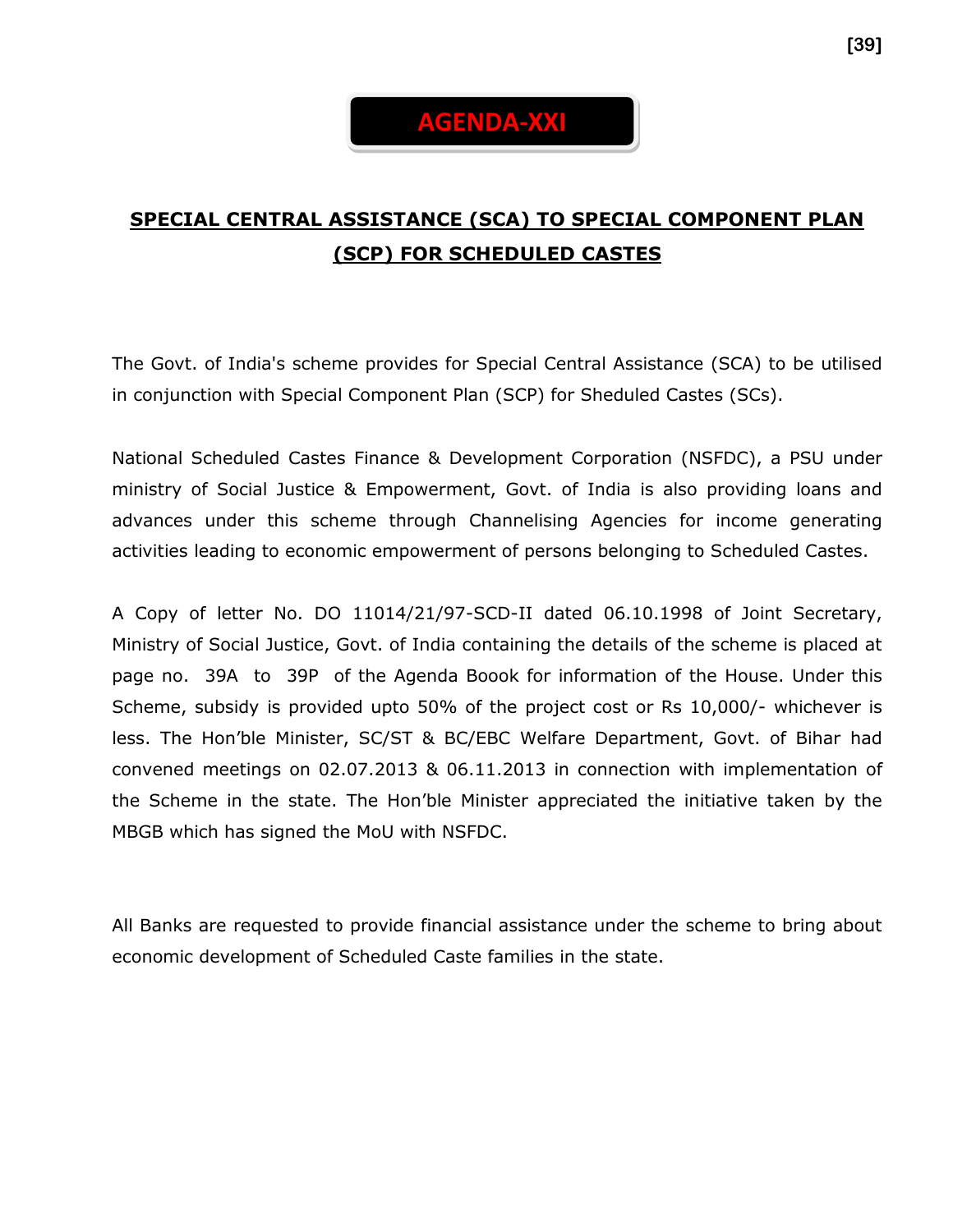# AGENDA-XXI

## SPECIAL CENTRAL ASSISTANCE (SCA) TO SPECIAL COMPONENT PLAN (SCP) FOR SCHEDULED CASTES

The Govt. of India's scheme provides for Special Central Assistance (SCA) to be utilised in conjunction with Special Component Plan (SCP) for Sheduled Castes (SCs).

National Scheduled Castes Finance & Development Corporation (NSFDC), a PSU under ministry of Social Justice & Empowerment, Govt. of India is also providing loans and advances under this scheme through Channelising Agencies for income generating activities leading to economic empowerment of persons belonging to Scheduled Castes.

A Copy of letter No. DO 11014/21/97-SCD-II dated 06.10.1998 of Joint Secretary, Ministry of Social Justice, Govt. of India containing the details of the scheme is placed at page no. 39A to 39P of the Agenda Boook for information of the House. Under this Scheme, subsidy is provided upto 50% of the project cost or Rs 10,000/- whichever is less. The Hon'ble Minister, SC/ST & BC/EBC Welfare Department, Govt. of Bihar had convened meetings on 02.07.2013 & 06.11.2013 in connection with implementation of the Scheme in the state. The Hon'ble Minister appreciated the initiative taken by the MBGB which has signed the MoU with NSFDC.

All Banks are requested to provide financial assistance under the scheme to bring about economic development of Scheduled Caste families in the state.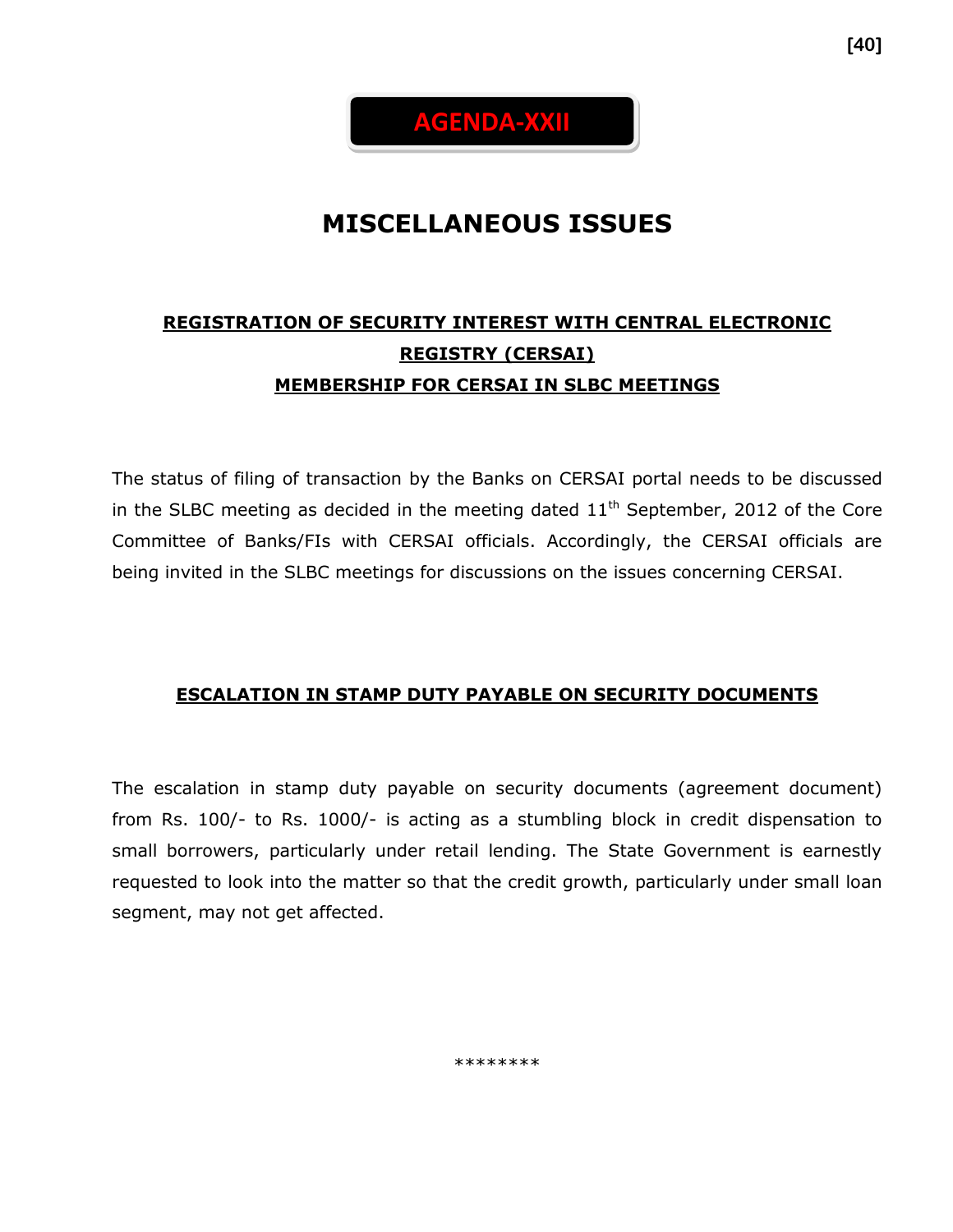# AGENDA-XXII

# MISCELLANEOUS ISSUES

## REGISTRATION OF SECURITY INTEREST WITH CENTRAL ELECTRONIC REGISTRY (CERSAI)
## MEMBERSHIP FOR CERSAI IN SLBC MEETINGS

The status of filing of transaction by the Banks on CERSAI portal needs to be discussed in the SLBC meeting as decided in the meeting dated 11th September, 2012 of the Core Committee of Banks/FIs with CERSAI officials. Accordingly, the CERSAI officials are being invited in the SLBC meetings for discussions on the issues concerning CERSAI.

## ESCALATION IN STAMP DUTY PAYABLE ON SECURITY DOCUMENTS

The escalation in stamp duty payable on security documents (agreement document) from Rs. 100/- to Rs. 1000/- is acting as a stumbling block in credit dispensation to small borrowers, particularly under retail lending. The State Government is earnestly requested to look into the matter so that the credit growth, particularly under small loan segment, may not get affected.

********